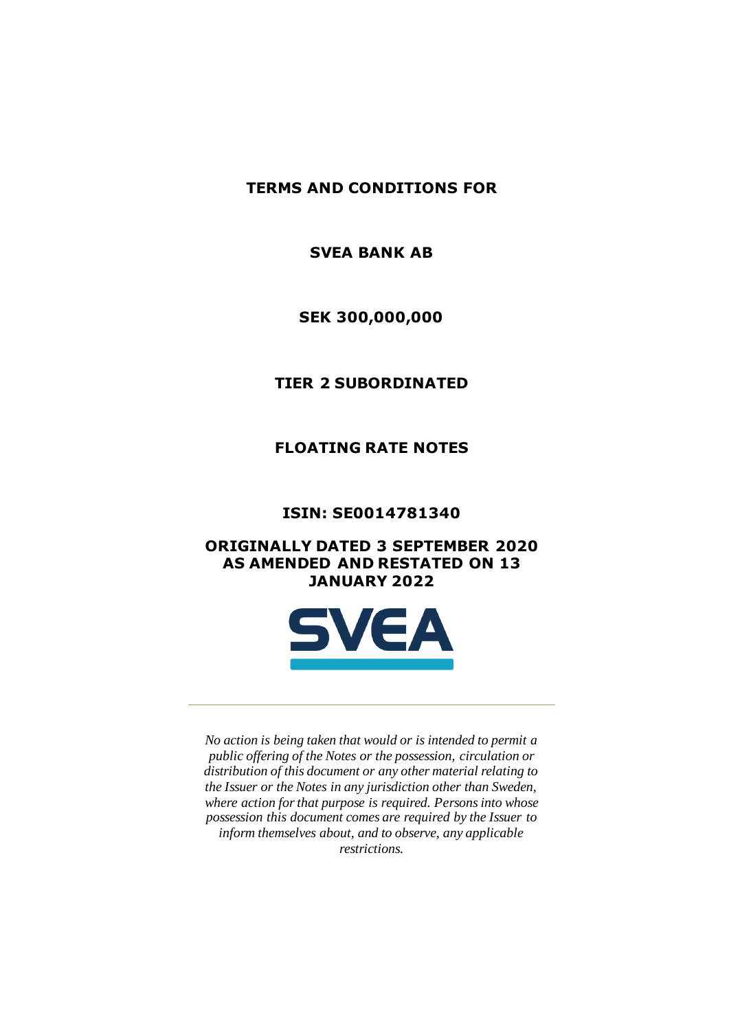# TERMS AND CONDITIONS FOR

# SVEA BANK AB

# SEK 300,000,000

# TIER 2 SUBORDINATED

# FLOATING RATE NOTES

**ISIN: SE0014781340**

**ORIGINALLY DATED 3 SEPTEMBER 2020 AS AMENDED AND RESTATED ON 13 JANUARY 2022**

*No action is being taken that would or is intended to permit a public offering of the Notes or the possession, circulation or distribution of this document or any other material relating to the Issuer or the Notes in any jurisdiction other than Sweden, where action for that purpose is required. Persons into whose possession this document comes are required by the Issuer to inform themselves about, and to observe, any applicable restrictions.*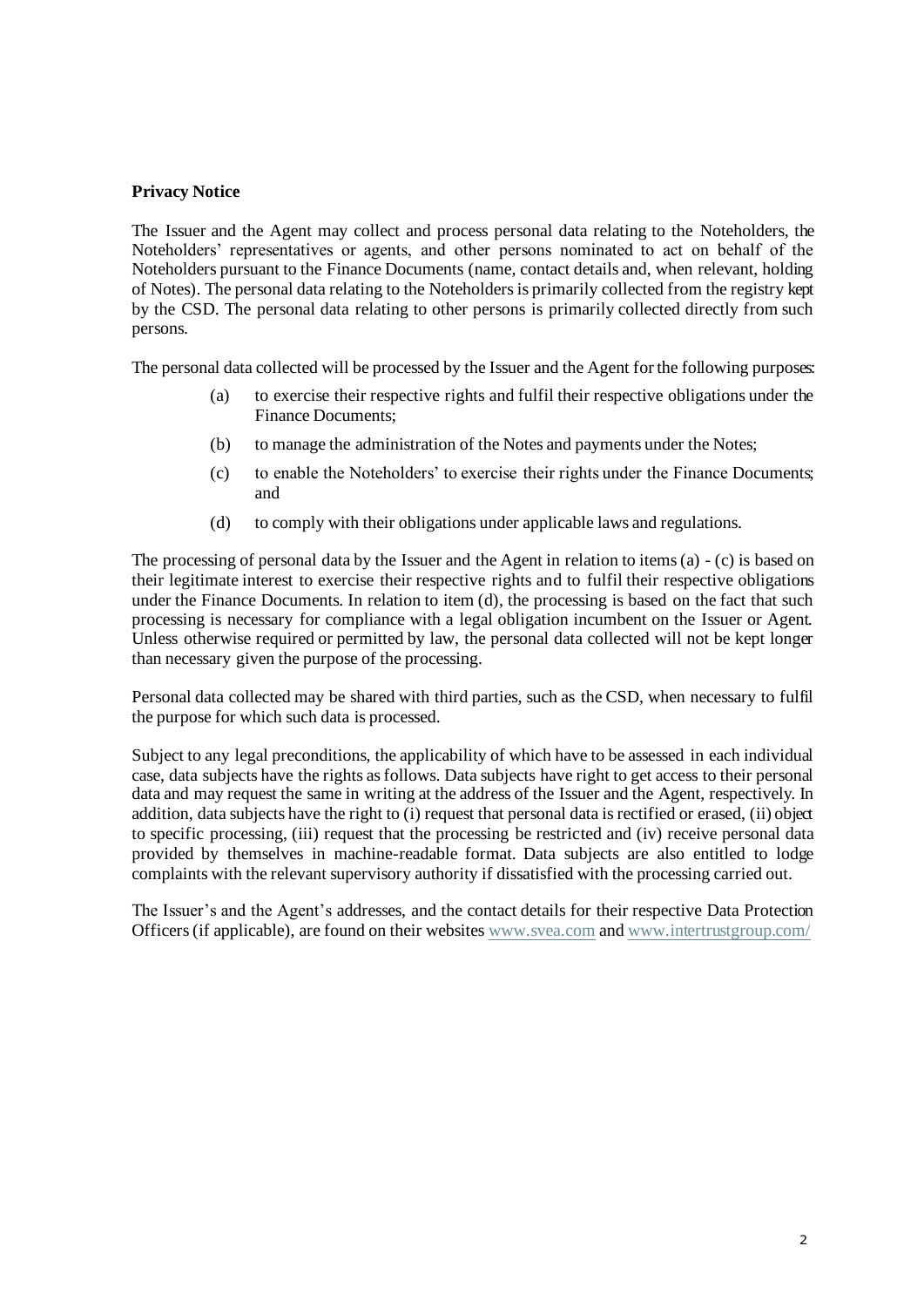**Privacy Notice**

The Issuer and the Agent may collect and process personal data relating to the Noteholders, the Noteholders' representatives or agents, and other persons nominated to act on behalf of the Noteholders pursuant to the Finance Documents (name, contact details and, when relevant, holding of Notes). The personal data relating to the Noteholders is primarily collected from the registry kept by the CSD. The personal data relating to other persons is primarily collected directly from such persons.

The personal data collected will be processed by the Issuer and the Agent for the following purposes:

(a) to exercise their respective rights and fulfil their respective obligations under the Finance Documents;

(b) to manage the administration of the Notes and payments under the Notes;

(c) to enable the Noteholders' to exercise their rights under the Finance Documents; and

(d) to comply with their obligations under applicable laws and regulations.

The processing of personal data by the Issuer and the Agent in relation to items (a) - (c) is based on their legitimate interest to exercise their respective rights and to fulfil their respective obligations under the Finance Documents. In relation to item (d), the processing is based on the fact that such processing is necessary for compliance with a legal obligation incumbent on the Issuer or Agent. Unless otherwise required or permitted by law, the personal data collected will not be kept longer than necessary given the purpose of the processing.

Personal data collected may be shared with third parties, such as the CSD, when necessary to fulfil the purpose for which such data is processed.

Subject to any legal preconditions, the applicability of which have to be assessed in each individual case, data subjects have the rights as follows. Data subjects have right to get access to their personal data and may request the same in writing at the address of the Issuer and the Agent, respectively. In addition, data subjects have the right to (i) request that personal data is rectified or erased, (ii) object to specific processing, (iii) request that the processing be restricted and (iv) receive personal data provided by themselves in machine-readable format. Data subjects are also entitled to lodge complaints with the relevant supervisory authority if dissatisfied with the processing carried out.

The Issuer's and the Agent's addresses, and the contact details for their respective Data Protection Officers (if applicable), are found on their websites www.svea.com and www.intertrustgroup.com/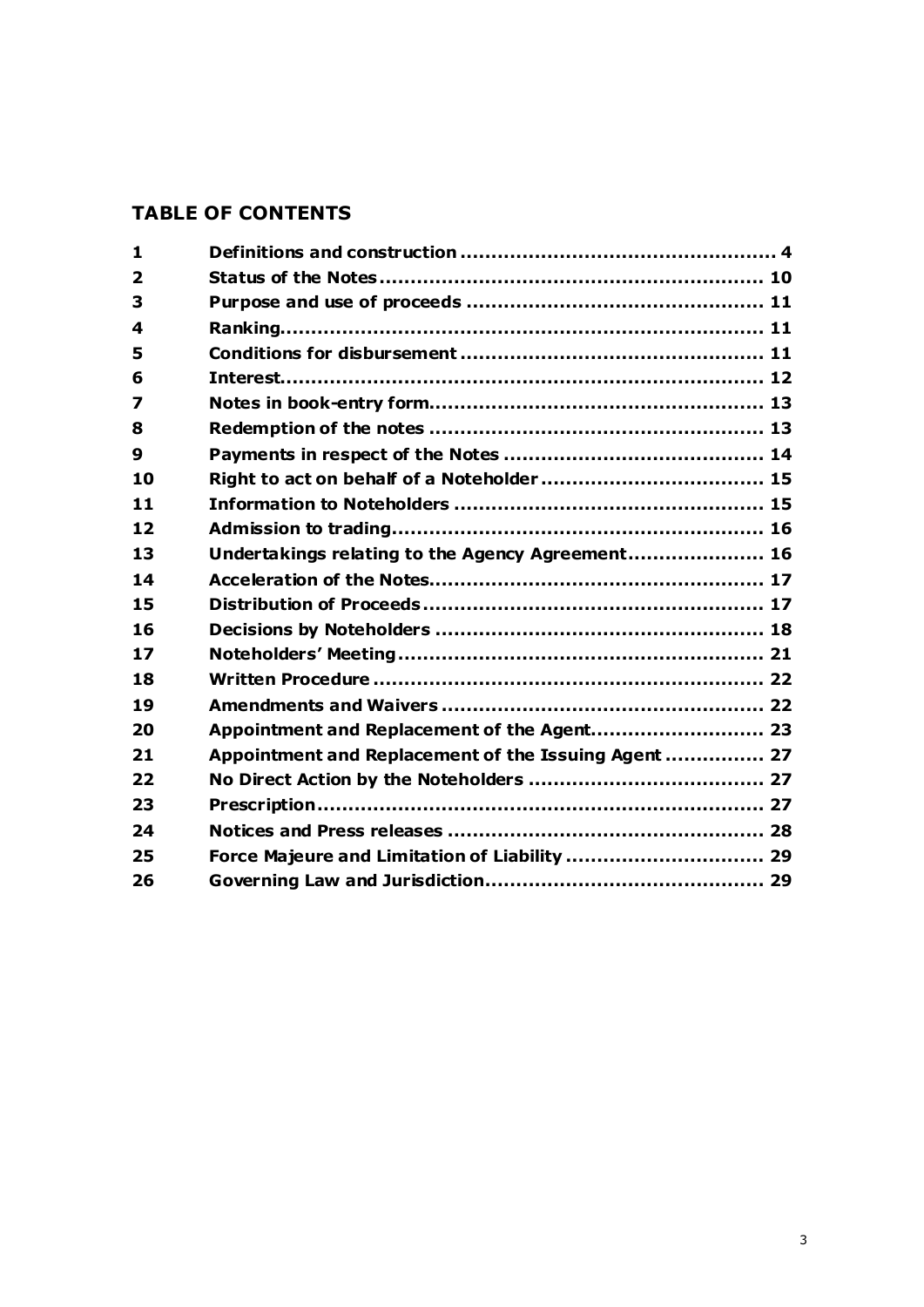## TABLE OF CONTENTS

| | | |
|---|---|---|
| **1** | **Definitions and construction** | **4** |
| **2** | **Status of the Notes** | **10** |
| **3** | **Purpose and use of proceeds** | **11** |
| **4** | **Ranking** | **11** |
| **5** | **Conditions for disbursement** | **11** |
| **6** | **Interest** | **12** |
| **7** | **Notes in book-entry form** | **13** |
| **8** | **Redemption of the notes** | **13** |
| **9** | **Payments in respect of the Notes** | **14** |
| **10** | **Right to act on behalf of a Noteholder** | **15** |
| **11** | **Information to Noteholders** | **15** |
| **12** | **Admission to trading** | **16** |
| **13** | **Undertakings relating to the Agency Agreement** | **16** |
| **14** | **Acceleration of the Notes** | **17** |
| **15** | **Distribution of Proceeds** | **17** |
| **16** | **Decisions by Noteholders** | **18** |
| **17** | **Noteholders' Meeting** | **21** |
| **18** | **Written Procedure** | **22** |
| **19** | **Amendments and Waivers** | **22** |
| **20** | **Appointment and Replacement of the Agent** | **23** |
| **21** | **Appointment and Replacement of the Issuing Agent** | **27** |
| **22** | **No Direct Action by the Noteholders** | **27** |
| **23** | **Prescription** | **27** |
| **24** | **Notices and Press releases** | **28** |
| **25** | **Force Majeure and Limitation of Liability** | **29** |
| **26** | **Governing Law and Jurisdiction** | **29** |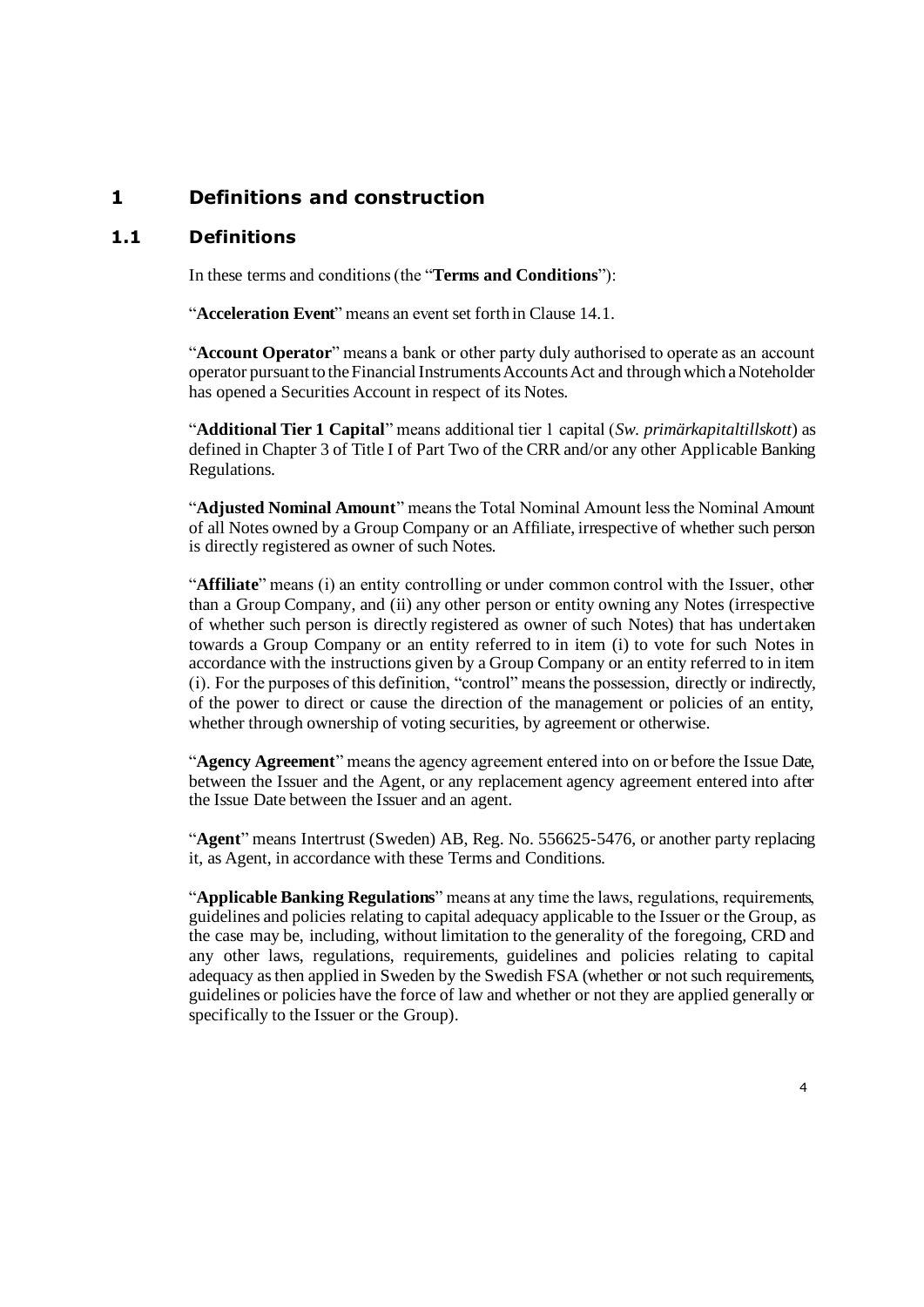# 1 Definitions and construction

## 1.1 Definitions

In these terms and conditions (the "**Terms and Conditions**"):

"**Acceleration Event**" means an event set forth in Clause 14.1.

"**Account Operator**" means a bank or other party duly authorised to operate as an account operator pursuant to the Financial Instruments Accounts Act and through which a Noteholder has opened a Securities Account in respect of its Notes.

"**Additional Tier 1 Capital**" means additional tier 1 capital (*Sw. primärkapitaltillskott*) as defined in Chapter 3 of Title I of Part Two of the CRR and/or any other Applicable Banking Regulations.

"**Adjusted Nominal Amount**" means the Total Nominal Amount less the Nominal Amount of all Notes owned by a Group Company or an Affiliate, irrespective of whether such person is directly registered as owner of such Notes.

"**Affiliate**" means (i) an entity controlling or under common control with the Issuer, other than a Group Company, and (ii) any other person or entity owning any Notes (irrespective of whether such person is directly registered as owner of such Notes) that has undertaken towards a Group Company or an entity referred to in item (i) to vote for such Notes in accordance with the instructions given by a Group Company or an entity referred to in item (i). For the purposes of this definition, "control" means the possession, directly or indirectly, of the power to direct or cause the direction of the management or policies of an entity, whether through ownership of voting securities, by agreement or otherwise.

"**Agency Agreement**" means the agency agreement entered into on or before the Issue Date, between the Issuer and the Agent, or any replacement agency agreement entered into after the Issue Date between the Issuer and an agent.

"**Agent**" means Intertrust (Sweden) AB, Reg. No. 556625-5476, or another party replacing it, as Agent, in accordance with these Terms and Conditions.

"**Applicable Banking Regulations**" means at any time the laws, regulations, requirements, guidelines and policies relating to capital adequacy applicable to the Issuer or the Group, as the case may be, including, without limitation to the generality of the foregoing, CRD and any other laws, regulations, requirements, guidelines and policies relating to capital adequacy as then applied in Sweden by the Swedish FSA (whether or not such requirements, guidelines or policies have the force of law and whether or not they are applied generally or specifically to the Issuer or the Group).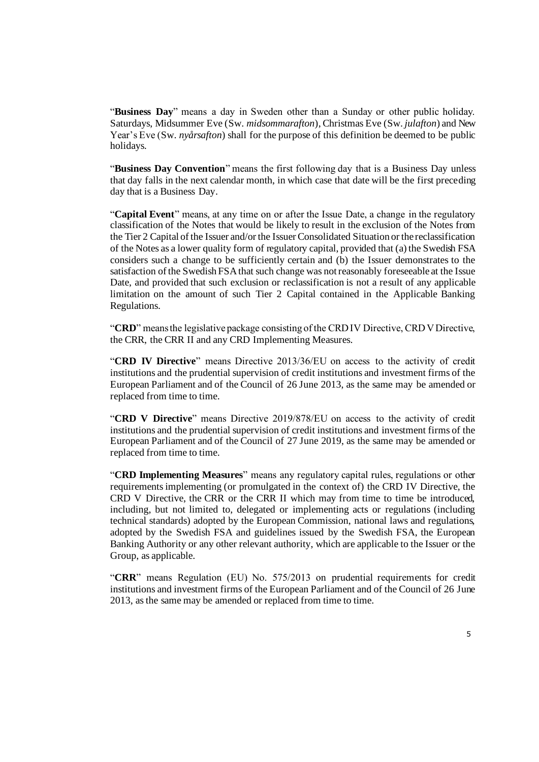"**Business Day**" means a day in Sweden other than a Sunday or other public holiday. Saturdays, Midsummer Eve (Sw. *midsommarafton*), Christmas Eve (Sw. *julafton*) and New Year's Eve (Sw. *nyårsafton*) shall for the purpose of this definition be deemed to be public holidays.

"**Business Day Convention**" means the first following day that is a Business Day unless that day falls in the next calendar month, in which case that date will be the first preceding day that is a Business Day.

"**Capital Event**" means, at any time on or after the Issue Date, a change in the regulatory classification of the Notes that would be likely to result in the exclusion of the Notes from the Tier 2 Capital of the Issuer and/or the Issuer Consolidated Situation or the reclassification of the Notes as a lower quality form of regulatory capital, provided that (a) the Swedish FSA considers such a change to be sufficiently certain and (b) the Issuer demonstrates to the satisfaction of the Swedish FSA that such change was not reasonably foreseeable at the Issue Date, and provided that such exclusion or reclassification is not a result of any applicable limitation on the amount of such Tier 2 Capital contained in the Applicable Banking Regulations.

"**CRD**" means the legislative package consisting of the CRD IV Directive, CRD V Directive, the CRR, the CRR II and any CRD Implementing Measures.

"**CRD IV Directive**" means Directive 2013/36/EU on access to the activity of credit institutions and the prudential supervision of credit institutions and investment firms of the European Parliament and of the Council of 26 June 2013, as the same may be amended or replaced from time to time.

"**CRD V Directive**" means Directive 2019/878/EU on access to the activity of credit institutions and the prudential supervision of credit institutions and investment firms of the European Parliament and of the Council of 27 June 2019, as the same may be amended or replaced from time to time.

"**CRD Implementing Measures**" means any regulatory capital rules, regulations or other requirements implementing (or promulgated in the context of) the CRD IV Directive, the CRD V Directive, the CRR or the CRR II which may from time to time be introduced, including, but not limited to, delegated or implementing acts or regulations (including technical standards) adopted by the European Commission, national laws and regulations, adopted by the Swedish FSA and guidelines issued by the Swedish FSA, the European Banking Authority or any other relevant authority, which are applicable to the Issuer or the Group, as applicable.

"**CRR**" means Regulation (EU) No. 575/2013 on prudential requirements for credit institutions and investment firms of the European Parliament and of the Council of 26 June 2013, as the same may be amended or replaced from time to time.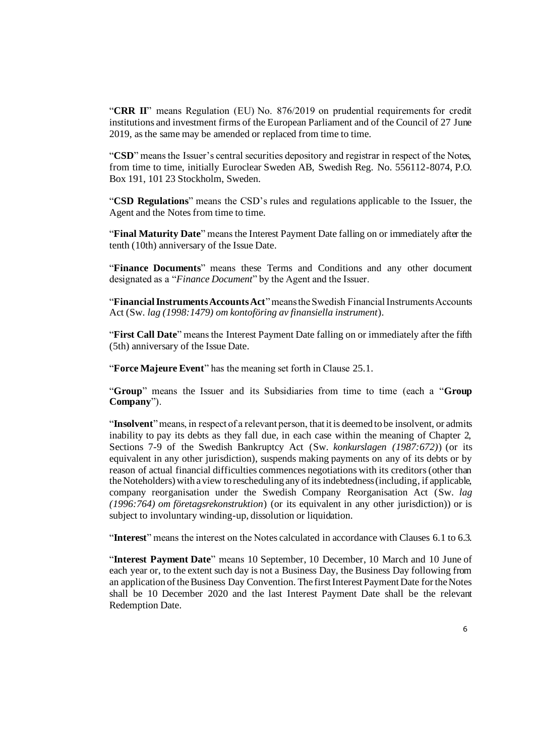"**CRR II**" means Regulation (EU) No. 876/2019 on prudential requirements for credit institutions and investment firms of the European Parliament and of the Council of 27 June 2019, as the same may be amended or replaced from time to time.

"**CSD**" means the Issuer's central securities depository and registrar in respect of the Notes, from time to time, initially Euroclear Sweden AB, Swedish Reg. No. 556112-8074, P.O. Box 191, 101 23 Stockholm, Sweden.

"**CSD Regulations**" means the CSD's rules and regulations applicable to the Issuer, the Agent and the Notes from time to time.

"**Final Maturity Date**" means the Interest Payment Date falling on or immediately after the tenth (10th) anniversary of the Issue Date.

"**Finance Documents**" means these Terms and Conditions and any other document designated as a "*Finance Document*" by the Agent and the Issuer.

"**Financial Instruments Accounts Act**" means the Swedish Financial Instruments Accounts Act (Sw. *lag (1998:1479) om kontoföring av finansiella instrument*).

"**First Call Date**" means the Interest Payment Date falling on or immediately after the fifth (5th) anniversary of the Issue Date.

"**Force Majeure Event**" has the meaning set forth in Clause 25.1.

"**Group**" means the Issuer and its Subsidiaries from time to time (each a "**Group Company**").

"**Insolvent**" means, in respect of a relevant person, that it is deemed to be insolvent, or admits inability to pay its debts as they fall due, in each case within the meaning of Chapter 2, Sections 7-9 of the Swedish Bankruptcy Act (Sw. *konkurslagen (1987:672)*) (or its equivalent in any other jurisdiction), suspends making payments on any of its debts or by reason of actual financial difficulties commences negotiations with its creditors (other than the Noteholders) with a view to rescheduling any of its indebtedness (including, if applicable, company reorganisation under the Swedish Company Reorganisation Act (Sw. *lag (1996:764) om företagsrekonstruktion*) (or its equivalent in any other jurisdiction)) or is subject to involuntary winding-up, dissolution or liquidation.

"**Interest**" means the interest on the Notes calculated in accordance with Clauses 6.1 to 6.3.

"**Interest Payment Date**" means 10 September, 10 December, 10 March and 10 June of each year or, to the extent such day is not a Business Day, the Business Day following from an application of the Business Day Convention. The first Interest Payment Date for the Notes shall be 10 December 2020 and the last Interest Payment Date shall be the relevant Redemption Date.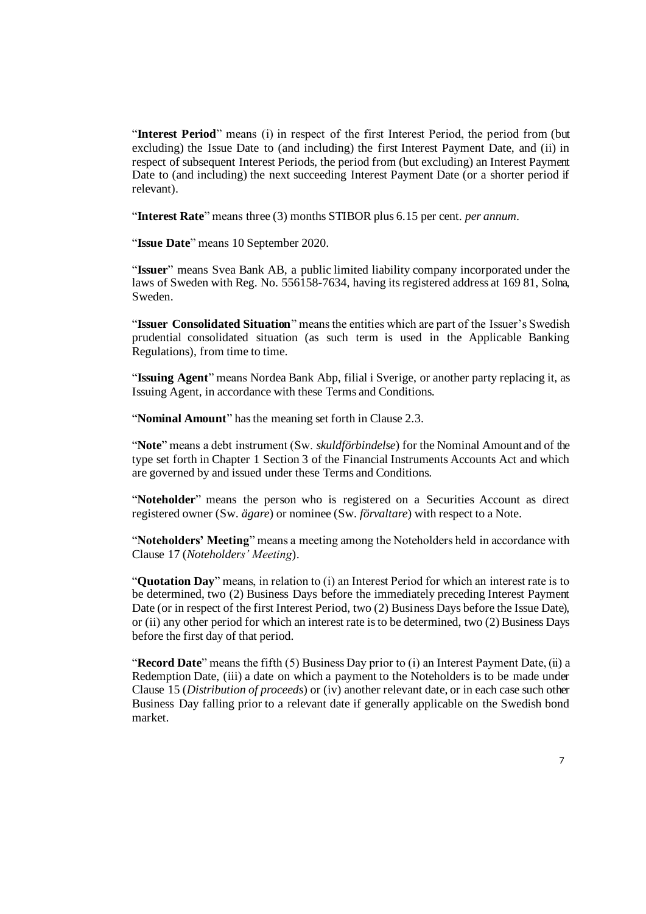"**Interest Period**" means (i) in respect of the first Interest Period, the period from (but excluding) the Issue Date to (and including) the first Interest Payment Date, and (ii) in respect of subsequent Interest Periods, the period from (but excluding) an Interest Payment Date to (and including) the next succeeding Interest Payment Date (or a shorter period if relevant).

"**Interest Rate**" means three (3) months STIBOR plus 6.15 per cent. *per annum*.

"**Issue Date**" means 10 September 2020.

"**Issuer**" means Svea Bank AB, a public limited liability company incorporated under the laws of Sweden with Reg. No. 556158-7634, having its registered address at 169 81, Solna, Sweden.

"**Issuer Consolidated Situation**" means the entities which are part of the Issuer's Swedish prudential consolidated situation (as such term is used in the Applicable Banking Regulations), from time to time.

"**Issuing Agent**" means Nordea Bank Abp, filial i Sverige, or another party replacing it, as Issuing Agent, in accordance with these Terms and Conditions.

"**Nominal Amount**" has the meaning set forth in Clause 2.3.

"**Note**" means a debt instrument (Sw. *skuldförbindelse*) for the Nominal Amount and of the type set forth in Chapter 1 Section 3 of the Financial Instruments Accounts Act and which are governed by and issued under these Terms and Conditions.

"**Noteholder**" means the person who is registered on a Securities Account as direct registered owner (Sw. *ägare*) or nominee (Sw. *förvaltare*) with respect to a Note.

"**Noteholders' Meeting**" means a meeting among the Noteholders held in accordance with Clause 17 (*Noteholders' Meeting*).

"**Quotation Day**" means, in relation to (i) an Interest Period for which an interest rate is to be determined, two (2) Business Days before the immediately preceding Interest Payment Date (or in respect of the first Interest Period, two (2) Business Days before the Issue Date), or (ii) any other period for which an interest rate is to be determined, two (2) Business Days before the first day of that period.

"**Record Date**" means the fifth (5) Business Day prior to (i) an Interest Payment Date, (ii) a Redemption Date, (iii) a date on which a payment to the Noteholders is to be made under Clause 15 (*Distribution of proceeds*) or (iv) another relevant date, or in each case such other Business Day falling prior to a relevant date if generally applicable on the Swedish bond market.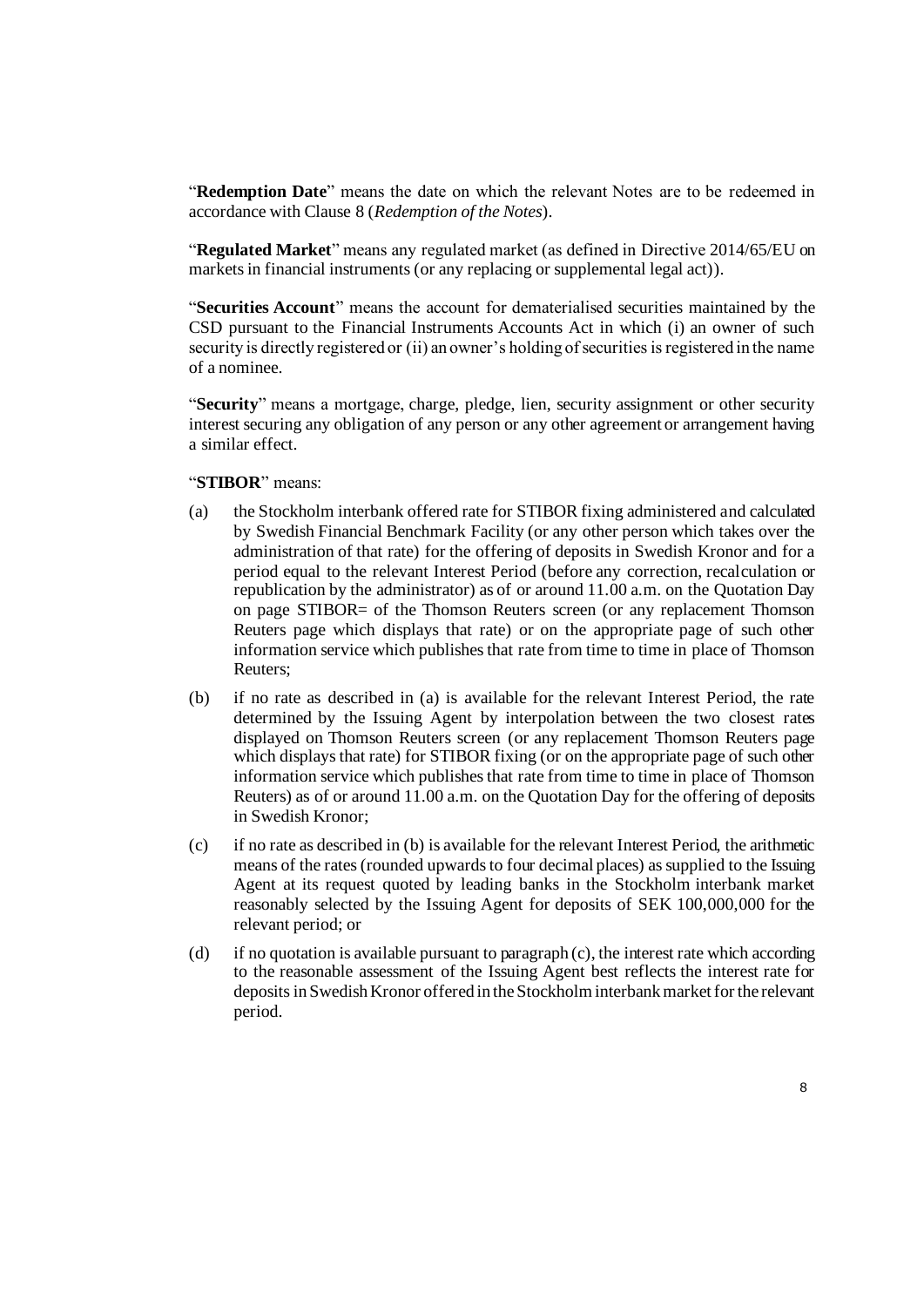"**Redemption Date**" means the date on which the relevant Notes are to be redeemed in accordance with Clause 8 (*Redemption of the Notes*).

"**Regulated Market**" means any regulated market (as defined in Directive 2014/65/EU on markets in financial instruments (or any replacing or supplemental legal act)).

"**Securities Account**" means the account for dematerialised securities maintained by the CSD pursuant to the Financial Instruments Accounts Act in which (i) an owner of such security is directly registered or (ii) an owner's holding of securities is registered in the name of a nominee.

"**Security**" means a mortgage, charge, pledge, lien, security assignment or other security interest securing any obligation of any person or any other agreement or arrangement having a similar effect.

"**STIBOR**" means:

(a) the Stockholm interbank offered rate for STIBOR fixing administered and calculated by Swedish Financial Benchmark Facility (or any other person which takes over the administration of that rate) for the offering of deposits in Swedish Kronor and for a period equal to the relevant Interest Period (before any correction, recalculation or republication by the administrator) as of or around 11.00 a.m. on the Quotation Day on page STIBOR= of the Thomson Reuters screen (or any replacement Thomson Reuters page which displays that rate) or on the appropriate page of such other information service which publishes that rate from time to time in place of Thomson Reuters;

(b) if no rate as described in (a) is available for the relevant Interest Period, the rate determined by the Issuing Agent by interpolation between the two closest rates displayed on Thomson Reuters screen (or any replacement Thomson Reuters page which displays that rate) for STIBOR fixing (or on the appropriate page of such other information service which publishes that rate from time to time in place of Thomson Reuters) as of or around 11.00 a.m. on the Quotation Day for the offering of deposits in Swedish Kronor;

(c) if no rate as described in (b) is available for the relevant Interest Period, the arithmetic means of the rates (rounded upwards to four decimal places) as supplied to the Issuing Agent at its request quoted by leading banks in the Stockholm interbank market reasonably selected by the Issuing Agent for deposits of SEK 100,000,000 for the relevant period; or

(d) if no quotation is available pursuant to paragraph (c), the interest rate which according to the reasonable assessment of the Issuing Agent best reflects the interest rate for deposits in Swedish Kronor offered in the Stockholm interbank market for the relevant period.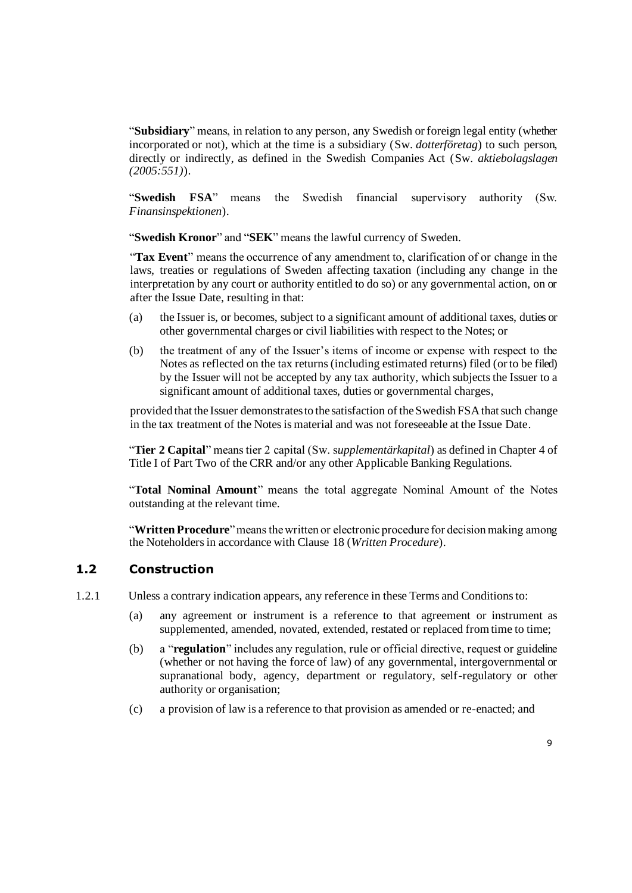"**Subsidiary**" means, in relation to any person, any Swedish or foreign legal entity (whether incorporated or not), which at the time is a subsidiary (Sw. *dotterföretag*) to such person, directly or indirectly, as defined in the Swedish Companies Act (Sw. *aktiebolagslagen (2005:551)*).

"**Swedish FSA**" means the Swedish financial supervisory authority (Sw. *Finansinspektionen*).

"**Swedish Kronor**" and "**SEK**" means the lawful currency of Sweden.

"**Tax Event**" means the occurrence of any amendment to, clarification of or change in the laws, treaties or regulations of Sweden affecting taxation (including any change in the interpretation by any court or authority entitled to do so) or any governmental action, on or after the Issue Date, resulting in that:

(a) the Issuer is, or becomes, subject to a significant amount of additional taxes, duties or other governmental charges or civil liabilities with respect to the Notes; or

(b) the treatment of any of the Issuer's items of income or expense with respect to the Notes as reflected on the tax returns (including estimated returns) filed (or to be filed) by the Issuer will not be accepted by any tax authority, which subjects the Issuer to a significant amount of additional taxes, duties or governmental charges,

provided that the Issuer demonstrates to the satisfaction of the Swedish FSA that such change in the tax treatment of the Notes is material and was not foreseeable at the Issue Date.

"**Tier 2 Capital**" means tier 2 capital (Sw. s*upplementärkapital*) as defined in Chapter 4 of Title I of Part Two of the CRR and/or any other Applicable Banking Regulations.

"**Total Nominal Amount**" means the total aggregate Nominal Amount of the Notes outstanding at the relevant time.

"**Written Procedure**" means the written or electronic procedure for decision making among the Noteholders in accordance with Clause 18 (*Written Procedure*).

## 1.2 Construction

1.2.1 Unless a contrary indication appears, any reference in these Terms and Conditions to:

(a) any agreement or instrument is a reference to that agreement or instrument as supplemented, amended, novated, extended, restated or replaced from time to time;

(b) a "**regulation**" includes any regulation, rule or official directive, request or guideline (whether or not having the force of law) of any governmental, intergovernmental or supranational body, agency, department or regulatory, self-regulatory or other authority or organisation;

(c) a provision of law is a reference to that provision as amended or re-enacted; and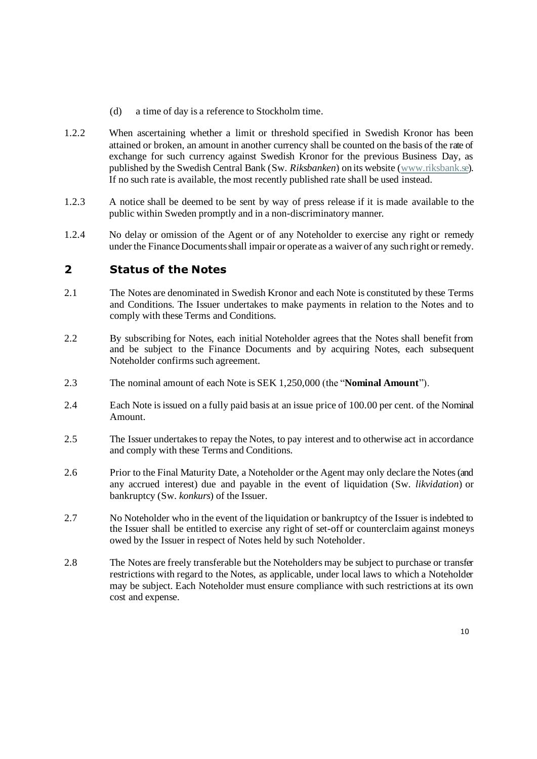(d) a time of day is a reference to Stockholm time.

1.2.2 When ascertaining whether a limit or threshold specified in Swedish Kronor has been attained or broken, an amount in another currency shall be counted on the basis of the rate of exchange for such currency against Swedish Kronor for the previous Business Day, as published by the Swedish Central Bank (Sw. *Riksbanken*) on its website (www.riksbank.se). If no such rate is available, the most recently published rate shall be used instead.

1.2.3 A notice shall be deemed to be sent by way of press release if it is made available to the public within Sweden promptly and in a non-discriminatory manner.

1.2.4 No delay or omission of the Agent or of any Noteholder to exercise any right or remedy under the Finance Documents shall impair or operate as a waiver of any such right or remedy.

## 2 Status of the Notes

2.1 The Notes are denominated in Swedish Kronor and each Note is constituted by these Terms and Conditions. The Issuer undertakes to make payments in relation to the Notes and to comply with these Terms and Conditions.

2.2 By subscribing for Notes, each initial Noteholder agrees that the Notes shall benefit from and be subject to the Finance Documents and by acquiring Notes, each subsequent Noteholder confirms such agreement.

2.3 The nominal amount of each Note is SEK 1,250,000 (the "**Nominal Amount**").

2.4 Each Note is issued on a fully paid basis at an issue price of 100.00 per cent. of the Nominal Amount.

2.5 The Issuer undertakes to repay the Notes, to pay interest and to otherwise act in accordance and comply with these Terms and Conditions.

2.6 Prior to the Final Maturity Date, a Noteholder or the Agent may only declare the Notes (and any accrued interest) due and payable in the event of liquidation (Sw. *likvidation*) or bankruptcy (Sw. *konkurs*) of the Issuer.

2.7 No Noteholder who in the event of the liquidation or bankruptcy of the Issuer is indebted to the Issuer shall be entitled to exercise any right of set-off or counterclaim against moneys owed by the Issuer in respect of Notes held by such Noteholder.

2.8 The Notes are freely transferable but the Noteholders may be subject to purchase or transfer restrictions with regard to the Notes, as applicable, under local laws to which a Noteholder may be subject. Each Noteholder must ensure compliance with such restrictions at its own cost and expense.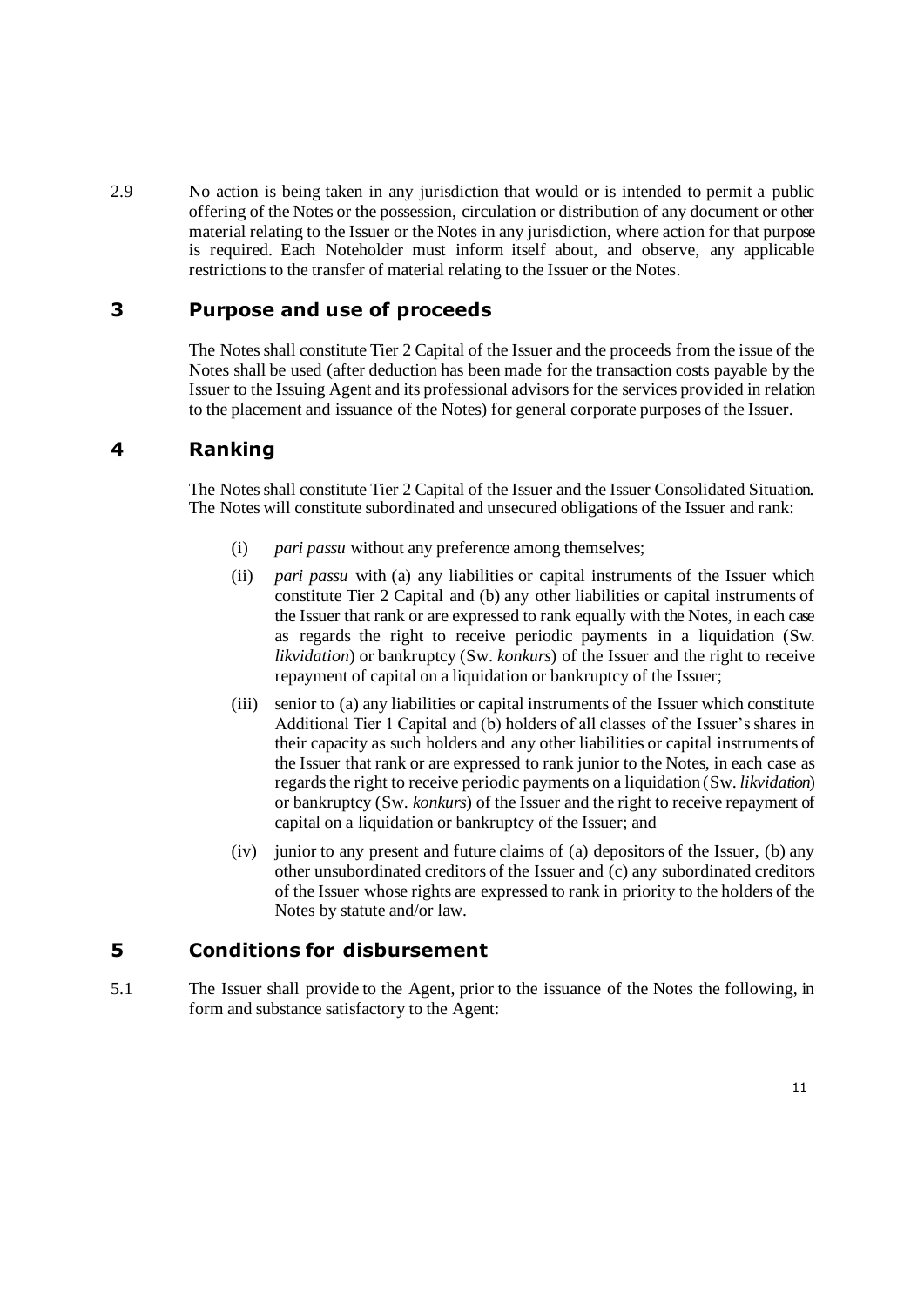2.9 No action is being taken in any jurisdiction that would or is intended to permit a public offering of the Notes or the possession, circulation or distribution of any document or other material relating to the Issuer or the Notes in any jurisdiction, where action for that purpose is required. Each Noteholder must inform itself about, and observe, any applicable restrictions to the transfer of material relating to the Issuer or the Notes.

# 3 Purpose and use of proceeds

The Notes shall constitute Tier 2 Capital of the Issuer and the proceeds from the issue of the Notes shall be used (after deduction has been made for the transaction costs payable by the Issuer to the Issuing Agent and its professional advisors for the services provided in relation to the placement and issuance of the Notes) for general corporate purposes of the Issuer.

# 4 Ranking

The Notes shall constitute Tier 2 Capital of the Issuer and the Issuer Consolidated Situation. The Notes will constitute subordinated and unsecured obligations of the Issuer and rank:

(i) *pari passu* without any preference among themselves;

(ii) *pari passu* with (a) any liabilities or capital instruments of the Issuer which constitute Tier 2 Capital and (b) any other liabilities or capital instruments of the Issuer that rank or are expressed to rank equally with the Notes, in each case as regards the right to receive periodic payments in a liquidation (Sw. *likvidation*) or bankruptcy (Sw. *konkurs*) of the Issuer and the right to receive repayment of capital on a liquidation or bankruptcy of the Issuer;

(iii) senior to (a) any liabilities or capital instruments of the Issuer which constitute Additional Tier 1 Capital and (b) holders of all classes of the Issuer's shares in their capacity as such holders and any other liabilities or capital instruments of the Issuer that rank or are expressed to rank junior to the Notes, in each case as regards the right to receive periodic payments on a liquidation (Sw. *likvidation*) or bankruptcy (Sw. *konkurs*) of the Issuer and the right to receive repayment of capital on a liquidation or bankruptcy of the Issuer; and

(iv) junior to any present and future claims of (a) depositors of the Issuer, (b) any other unsubordinated creditors of the Issuer and (c) any subordinated creditors of the Issuer whose rights are expressed to rank in priority to the holders of the Notes by statute and/or law.

# 5 Conditions for disbursement

5.1 The Issuer shall provide to the Agent, prior to the issuance of the Notes the following, in form and substance satisfactory to the Agent: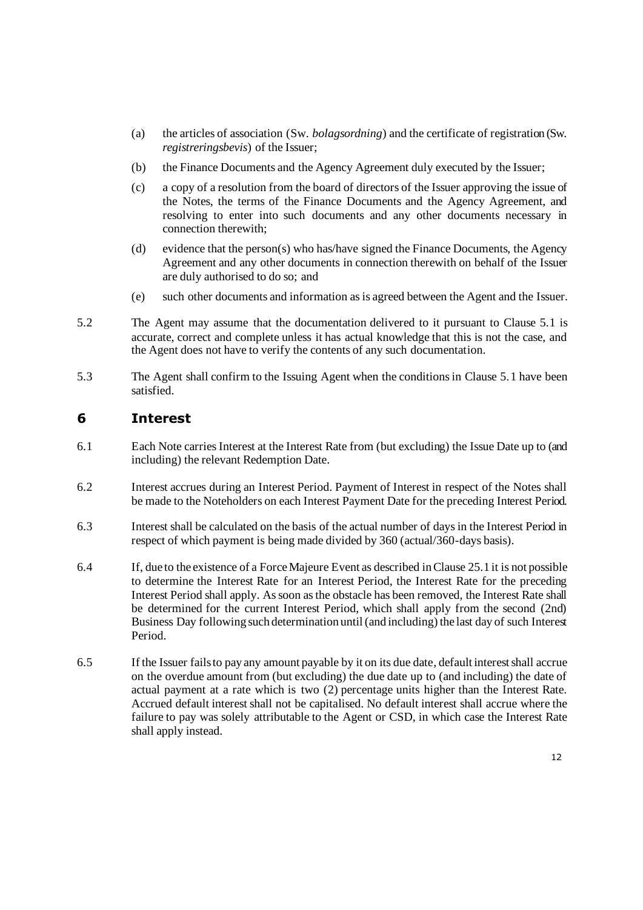(a) the articles of association (Sw. *bolagsordning*) and the certificate of registration (Sw. *registreringsbevis*) of the Issuer;

(b) the Finance Documents and the Agency Agreement duly executed by the Issuer;

(c) a copy of a resolution from the board of directors of the Issuer approving the issue of the Notes, the terms of the Finance Documents and the Agency Agreement, and resolving to enter into such documents and any other documents necessary in connection therewith;

(d) evidence that the person(s) who has/have signed the Finance Documents, the Agency Agreement and any other documents in connection therewith on behalf of the Issuer are duly authorised to do so; and

(e) such other documents and information as is agreed between the Agent and the Issuer.

5.2 The Agent may assume that the documentation delivered to it pursuant to Clause 5.1 is accurate, correct and complete unless it has actual knowledge that this is not the case, and the Agent does not have to verify the contents of any such documentation.

5.3 The Agent shall confirm to the Issuing Agent when the conditions in Clause 5.1 have been satisfied.

## 6 Interest

6.1 Each Note carries Interest at the Interest Rate from (but excluding) the Issue Date up to (and including) the relevant Redemption Date.

6.2 Interest accrues during an Interest Period. Payment of Interest in respect of the Notes shall be made to the Noteholders on each Interest Payment Date for the preceding Interest Period.

6.3 Interest shall be calculated on the basis of the actual number of days in the Interest Period in respect of which payment is being made divided by 360 (actual/360-days basis).

6.4 If, due to the existence of a Force Majeure Event as described in Clause 25.1 it is not possible to determine the Interest Rate for an Interest Period, the Interest Rate for the preceding Interest Period shall apply. As soon as the obstacle has been removed, the Interest Rate shall be determined for the current Interest Period, which shall apply from the second (2nd) Business Day following such determination until (and including) the last day of such Interest Period.

6.5 If the Issuer fails to pay any amount payable by it on its due date, default interest shall accrue on the overdue amount from (but excluding) the due date up to (and including) the date of actual payment at a rate which is two (2) percentage units higher than the Interest Rate. Accrued default interest shall not be capitalised. No default interest shall accrue where the failure to pay was solely attributable to the Agent or CSD, in which case the Interest Rate shall apply instead.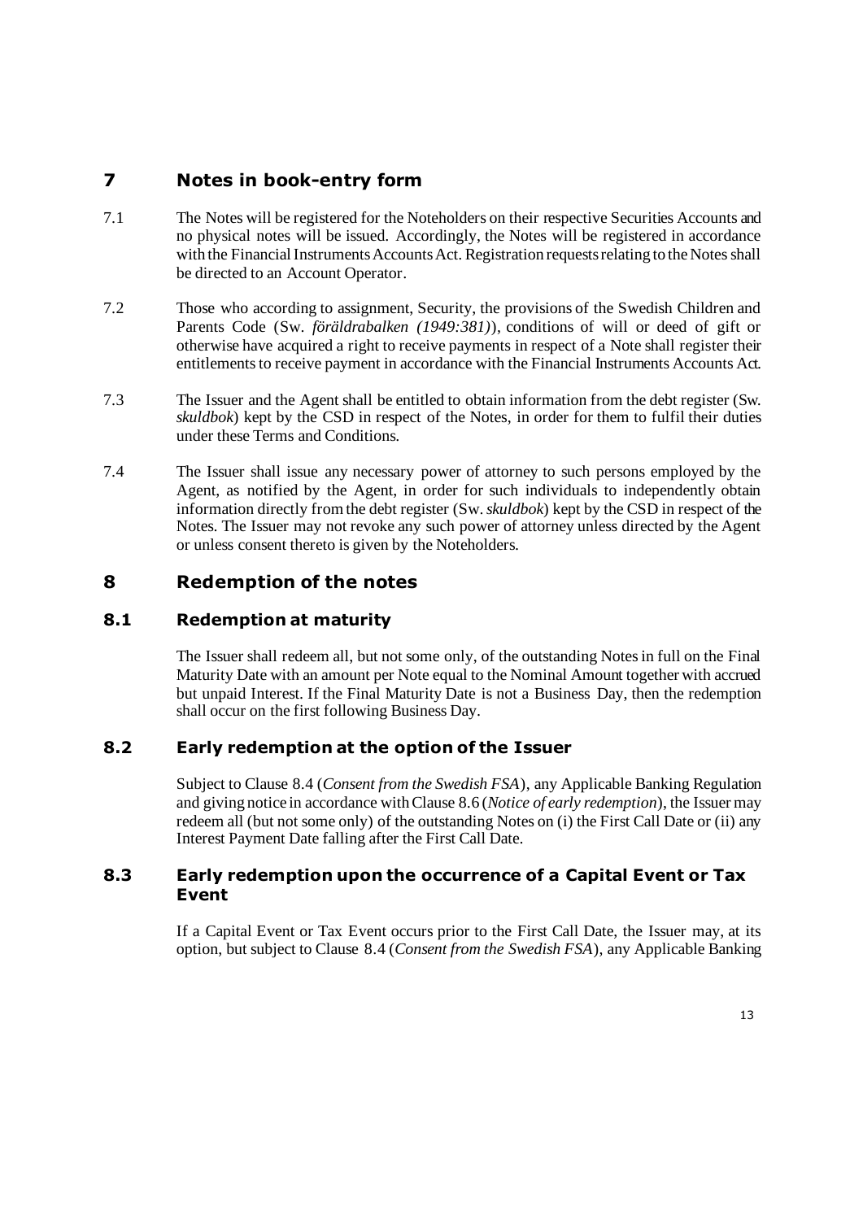## 7 Notes in book-entry form

7.1 The Notes will be registered for the Noteholders on their respective Securities Accounts and no physical notes will be issued. Accordingly, the Notes will be registered in accordance with the Financial Instruments Accounts Act. Registration requests relating to the Notes shall be directed to an Account Operator.

7.2 Those who according to assignment, Security, the provisions of the Swedish Children and Parents Code (Sw. *föräldrabalken (1949:381)*), conditions of will or deed of gift or otherwise have acquired a right to receive payments in respect of a Note shall register their entitlements to receive payment in accordance with the Financial Instruments Accounts Act.

7.3 The Issuer and the Agent shall be entitled to obtain information from the debt register (Sw. *skuldbok*) kept by the CSD in respect of the Notes, in order for them to fulfil their duties under these Terms and Conditions.

7.4 The Issuer shall issue any necessary power of attorney to such persons employed by the Agent, as notified by the Agent, in order for such individuals to independently obtain information directly from the debt register (Sw. *skuldbok*) kept by the CSD in respect of the Notes. The Issuer may not revoke any such power of attorney unless directed by the Agent or unless consent thereto is given by the Noteholders.

## 8 Redemption of the notes

### 8.1 Redemption at maturity

The Issuer shall redeem all, but not some only, of the outstanding Notes in full on the Final Maturity Date with an amount per Note equal to the Nominal Amount together with accrued but unpaid Interest. If the Final Maturity Date is not a Business Day, then the redemption shall occur on the first following Business Day.

### 8.2 Early redemption at the option of the Issuer

Subject to Clause 8.4 (*Consent from the Swedish FSA*), any Applicable Banking Regulation and giving notice in accordance with Clause 8.6 (*Notice of early redemption*), the Issuer may redeem all (but not some only) of the outstanding Notes on (i) the First Call Date or (ii) any Interest Payment Date falling after the First Call Date.

### 8.3 Early redemption upon the occurrence of a Capital Event or Tax Event

If a Capital Event or Tax Event occurs prior to the First Call Date, the Issuer may, at its option, but subject to Clause 8.4 (*Consent from the Swedish FSA*), any Applicable Banking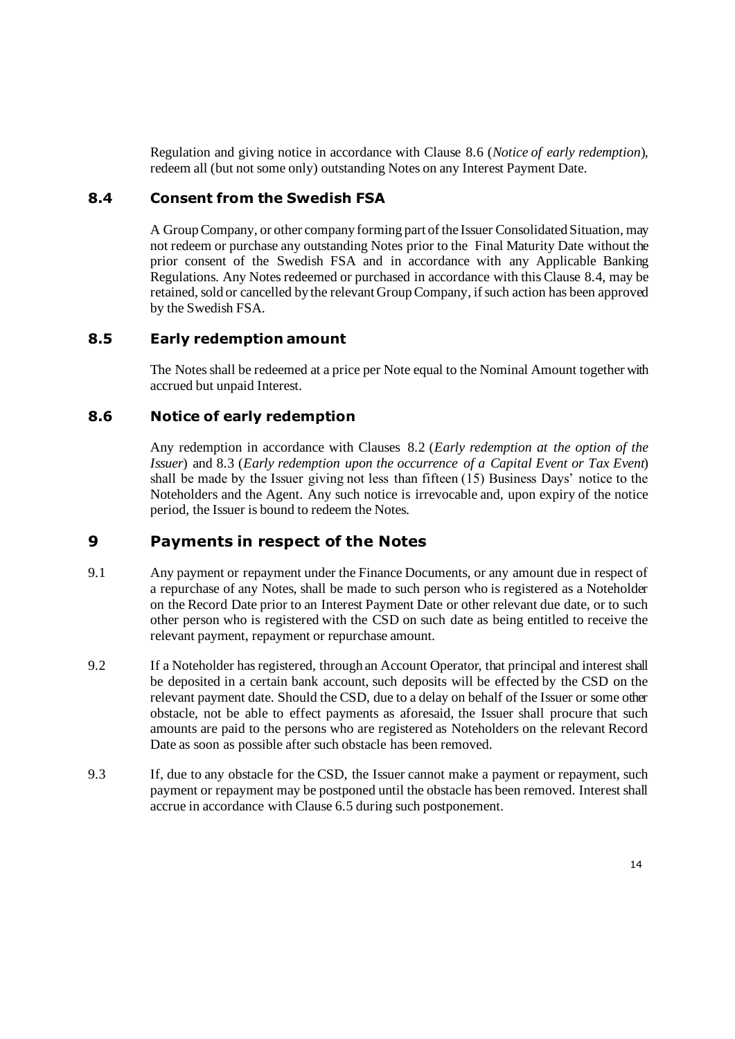Regulation and giving notice in accordance with Clause 8.6 (*Notice of early redemption*), redeem all (but not some only) outstanding Notes on any Interest Payment Date.

### 8.4 Consent from the Swedish FSA

A Group Company, or other company forming part of the Issuer Consolidated Situation, may not redeem or purchase any outstanding Notes prior to the Final Maturity Date without the prior consent of the Swedish FSA and in accordance with any Applicable Banking Regulations. Any Notes redeemed or purchased in accordance with this Clause 8.4, may be retained, sold or cancelled by the relevant Group Company, if such action has been approved by the Swedish FSA.

### 8.5 Early redemption amount

The Notes shall be redeemed at a price per Note equal to the Nominal Amount together with accrued but unpaid Interest.

### 8.6 Notice of early redemption

Any redemption in accordance with Clauses 8.2 (*Early redemption at the option of the Issuer*) and 8.3 (*Early redemption upon the occurrence of a Capital Event or Tax Event*) shall be made by the Issuer giving not less than fifteen (15) Business Days' notice to the Noteholders and the Agent. Any such notice is irrevocable and, upon expiry of the notice period, the Issuer is bound to redeem the Notes.

## 9 Payments in respect of the Notes

9.1 Any payment or repayment under the Finance Documents, or any amount due in respect of a repurchase of any Notes, shall be made to such person who is registered as a Noteholder on the Record Date prior to an Interest Payment Date or other relevant due date, or to such other person who is registered with the CSD on such date as being entitled to receive the relevant payment, repayment or repurchase amount.

9.2 If a Noteholder has registered, through an Account Operator, that principal and interest shall be deposited in a certain bank account, such deposits will be effected by the CSD on the relevant payment date. Should the CSD, due to a delay on behalf of the Issuer or some other obstacle, not be able to effect payments as aforesaid, the Issuer shall procure that such amounts are paid to the persons who are registered as Noteholders on the relevant Record Date as soon as possible after such obstacle has been removed.

9.3 If, due to any obstacle for the CSD, the Issuer cannot make a payment or repayment, such payment or repayment may be postponed until the obstacle has been removed. Interest shall accrue in accordance with Clause 6.5 during such postponement.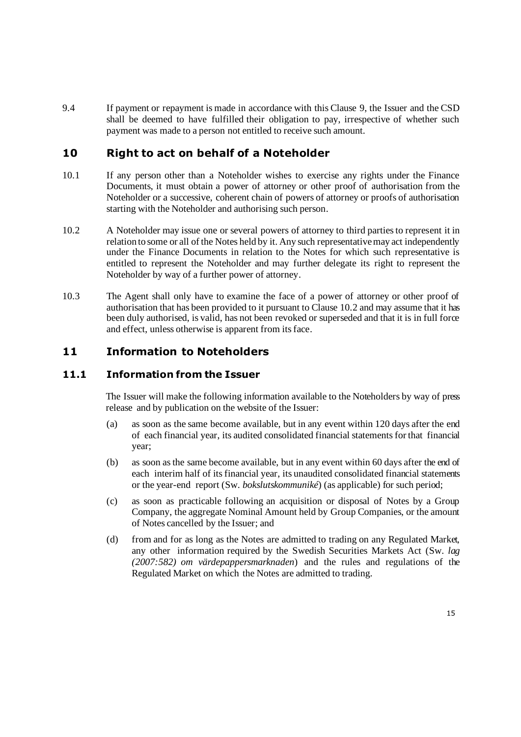9.4 If payment or repayment is made in accordance with this Clause 9, the Issuer and the CSD shall be deemed to have fulfilled their obligation to pay, irrespective of whether such payment was made to a person not entitled to receive such amount.

# 10 Right to act on behalf of a Noteholder

10.1 If any person other than a Noteholder wishes to exercise any rights under the Finance Documents, it must obtain a power of attorney or other proof of authorisation from the Noteholder or a successive, coherent chain of powers of attorney or proofs of authorisation starting with the Noteholder and authorising such person.

10.2 A Noteholder may issue one or several powers of attorney to third parties to represent it in relation to some or all of the Notes held by it. Any such representative may act independently under the Finance Documents in relation to the Notes for which such representative is entitled to represent the Noteholder and may further delegate its right to represent the Noteholder by way of a further power of attorney.

10.3 The Agent shall only have to examine the face of a power of attorney or other proof of authorisation that has been provided to it pursuant to Clause 10.2 and may assume that it has been duly authorised, is valid, has not been revoked or superseded and that it is in full force and effect, unless otherwise is apparent from its face.

# 11 Information to Noteholders

## 11.1 Information from the Issuer

The Issuer will make the following information available to the Noteholders by way of press release and by publication on the website of the Issuer:

(a) as soon as the same become available, but in any event within 120 days after the end of each financial year, its audited consolidated financial statements for that financial year;

(b) as soon as the same become available, but in any event within 60 days after the end of each interim half of its financial year, its unaudited consolidated financial statements or the year-end report (Sw. *bokslutskommuniké*) (as applicable) for such period;

(c) as soon as practicable following an acquisition or disposal of Notes by a Group Company, the aggregate Nominal Amount held by Group Companies, or the amount of Notes cancelled by the Issuer; and

(d) from and for as long as the Notes are admitted to trading on any Regulated Market, any other information required by the Swedish Securities Markets Act (Sw. *lag (2007:582) om värdepappersmarknaden*) and the rules and regulations of the Regulated Market on which the Notes are admitted to trading.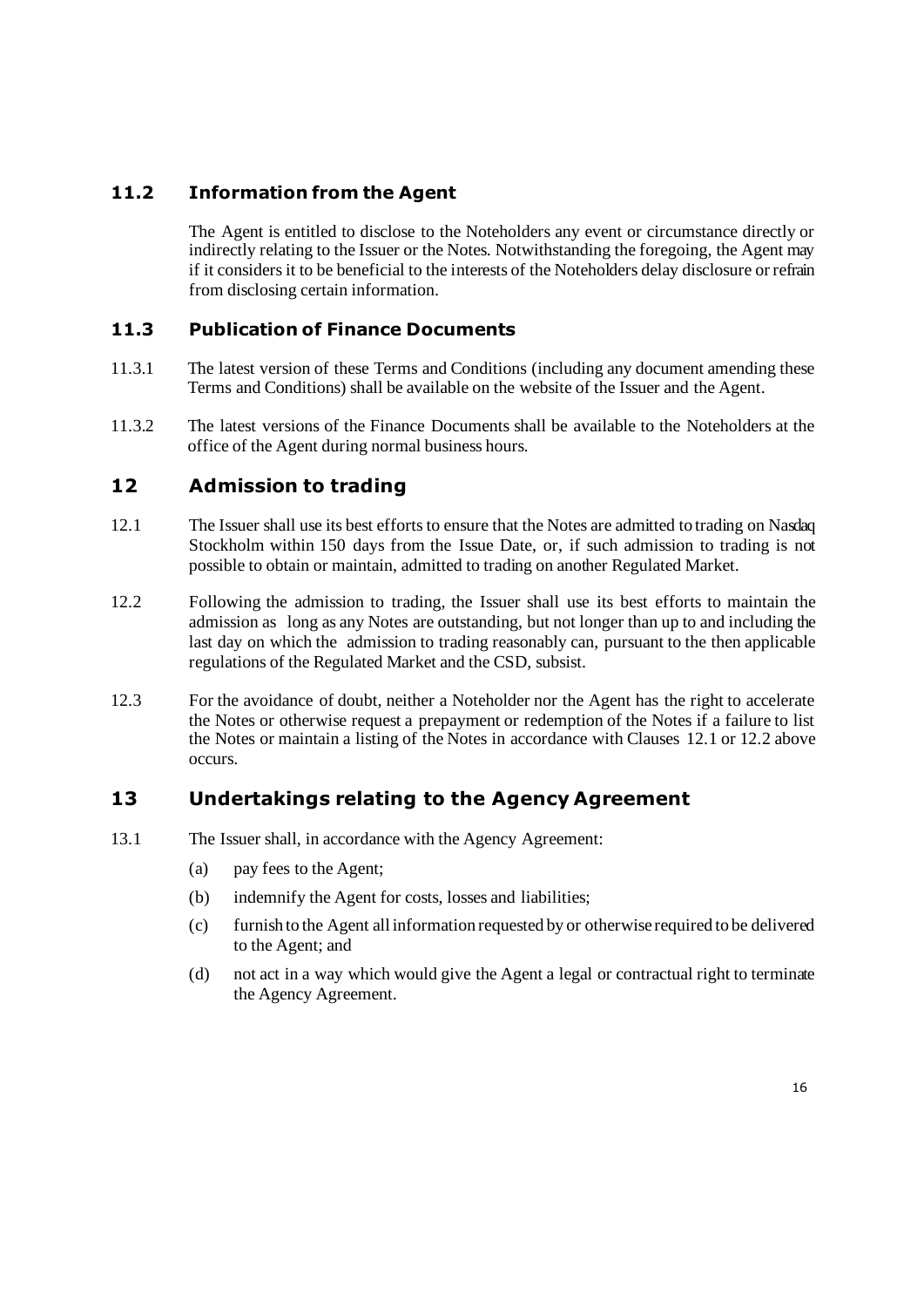### 11.2 Information from the Agent

The Agent is entitled to disclose to the Noteholders any event or circumstance directly or indirectly relating to the Issuer or the Notes. Notwithstanding the foregoing, the Agent may if it considers it to be beneficial to the interests of the Noteholders delay disclosure or refrain from disclosing certain information.

### 11.3 Publication of Finance Documents

11.3.1 The latest version of these Terms and Conditions (including any document amending these Terms and Conditions) shall be available on the website of the Issuer and the Agent.

11.3.2 The latest versions of the Finance Documents shall be available to the Noteholders at the office of the Agent during normal business hours.

## 12 Admission to trading

12.1 The Issuer shall use its best efforts to ensure that the Notes are admitted to trading on Nasdaq Stockholm within 150 days from the Issue Date, or, if such admission to trading is not possible to obtain or maintain, admitted to trading on another Regulated Market.

12.2 Following the admission to trading, the Issuer shall use its best efforts to maintain the admission as long as any Notes are outstanding, but not longer than up to and including the last day on which the admission to trading reasonably can, pursuant to the then applicable regulations of the Regulated Market and the CSD, subsist.

12.3 For the avoidance of doubt, neither a Noteholder nor the Agent has the right to accelerate the Notes or otherwise request a prepayment or redemption of the Notes if a failure to list the Notes or maintain a listing of the Notes in accordance with Clauses 12.1 or 12.2 above occurs.

## 13 Undertakings relating to the Agency Agreement

13.1 The Issuer shall, in accordance with the Agency Agreement:

(a) pay fees to the Agent;

(b) indemnify the Agent for costs, losses and liabilities;

(c) furnish to the Agent all information requested by or otherwise required to be delivered to the Agent; and

(d) not act in a way which would give the Agent a legal or contractual right to terminate the Agency Agreement.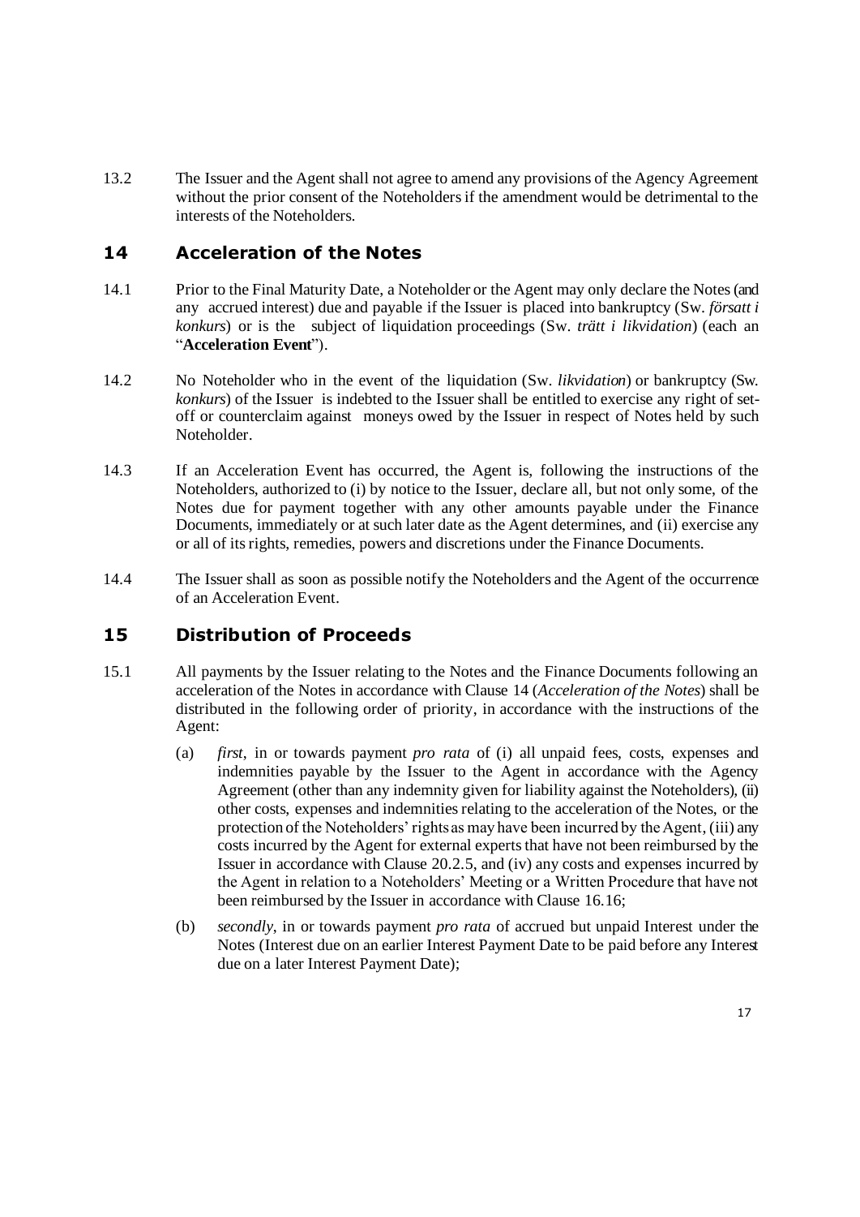13.2 The Issuer and the Agent shall not agree to amend any provisions of the Agency Agreement without the prior consent of the Noteholders if the amendment would be detrimental to the interests of the Noteholders.

## 14 Acceleration of the Notes

14.1 Prior to the Final Maturity Date, a Noteholder or the Agent may only declare the Notes (and any accrued interest) due and payable if the Issuer is placed into bankruptcy (Sw. *försatt i konkurs*) or is the subject of liquidation proceedings (Sw. *trätt i likvidation*) (each an "**Acceleration Event**").

14.2 No Noteholder who in the event of the liquidation (Sw. *likvidation*) or bankruptcy (Sw. *konkurs*) of the Issuer is indebted to the Issuer shall be entitled to exercise any right of set-off or counterclaim against moneys owed by the Issuer in respect of Notes held by such Noteholder.

14.3 If an Acceleration Event has occurred, the Agent is, following the instructions of the Noteholders, authorized to (i) by notice to the Issuer, declare all, but not only some, of the Notes due for payment together with any other amounts payable under the Finance Documents, immediately or at such later date as the Agent determines, and (ii) exercise any or all of its rights, remedies, powers and discretions under the Finance Documents.

14.4 The Issuer shall as soon as possible notify the Noteholders and the Agent of the occurrence of an Acceleration Event.

## 15 Distribution of Proceeds

15.1 All payments by the Issuer relating to the Notes and the Finance Documents following an acceleration of the Notes in accordance with Clause 14 (*Acceleration of the Notes*) shall be distributed in the following order of priority, in accordance with the instructions of the Agent:

(a) *first*, in or towards payment *pro rata* of (i) all unpaid fees, costs, expenses and indemnities payable by the Issuer to the Agent in accordance with the Agency Agreement (other than any indemnity given for liability against the Noteholders), (ii) other costs, expenses and indemnities relating to the acceleration of the Notes, or the protection of the Noteholders' rights as may have been incurred by the Agent, (iii) any costs incurred by the Agent for external experts that have not been reimbursed by the Issuer in accordance with Clause 20.2.5, and (iv) any costs and expenses incurred by the Agent in relation to a Noteholders' Meeting or a Written Procedure that have not been reimbursed by the Issuer in accordance with Clause 16.16;

(b) *secondly*, in or towards payment *pro rata* of accrued but unpaid Interest under the Notes (Interest due on an earlier Interest Payment Date to be paid before any Interest due on a later Interest Payment Date);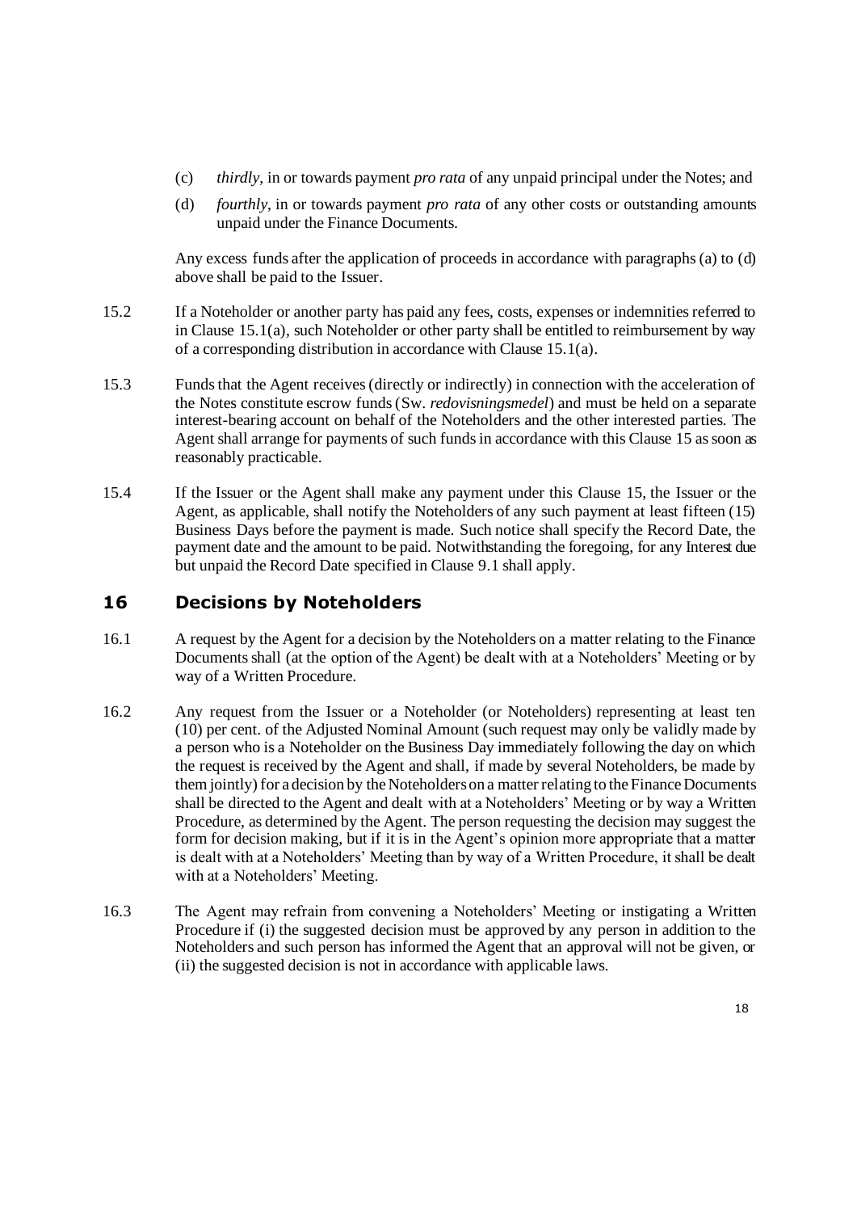(c) *thirdly*, in or towards payment *pro rata* of any unpaid principal under the Notes; and

(d) *fourthly*, in or towards payment *pro rata* of any other costs or outstanding amounts unpaid under the Finance Documents.

Any excess funds after the application of proceeds in accordance with paragraphs (a) to (d) above shall be paid to the Issuer.

15.2 If a Noteholder or another party has paid any fees, costs, expenses or indemnities referred to in Clause 15.1(a), such Noteholder or other party shall be entitled to reimbursement by way of a corresponding distribution in accordance with Clause 15.1(a).

15.3 Funds that the Agent receives (directly or indirectly) in connection with the acceleration of the Notes constitute escrow funds (Sw. *redovisningsmedel*) and must be held on a separate interest-bearing account on behalf of the Noteholders and the other interested parties. The Agent shall arrange for payments of such funds in accordance with this Clause 15 as soon as reasonably practicable.

15.4 If the Issuer or the Agent shall make any payment under this Clause 15, the Issuer or the Agent, as applicable, shall notify the Noteholders of any such payment at least fifteen (15) Business Days before the payment is made. Such notice shall specify the Record Date, the payment date and the amount to be paid. Notwithstanding the foregoing, for any Interest due but unpaid the Record Date specified in Clause 9.1 shall apply.

## 16 Decisions by Noteholders

16.1 A request by the Agent for a decision by the Noteholders on a matter relating to the Finance Documents shall (at the option of the Agent) be dealt with at a Noteholders' Meeting or by way of a Written Procedure.

16.2 Any request from the Issuer or a Noteholder (or Noteholders) representing at least ten (10) per cent. of the Adjusted Nominal Amount (such request may only be validly made by a person who is a Noteholder on the Business Day immediately following the day on which the request is received by the Agent and shall, if made by several Noteholders, be made by them jointly) for a decision by the Noteholders on a matter relating to the Finance Documents shall be directed to the Agent and dealt with at a Noteholders' Meeting or by way a Written Procedure, as determined by the Agent. The person requesting the decision may suggest the form for decision making, but if it is in the Agent's opinion more appropriate that a matter is dealt with at a Noteholders' Meeting than by way of a Written Procedure, it shall be dealt with at a Noteholders' Meeting.

16.3 The Agent may refrain from convening a Noteholders' Meeting or instigating a Written Procedure if (i) the suggested decision must be approved by any person in addition to the Noteholders and such person has informed the Agent that an approval will not be given, or (ii) the suggested decision is not in accordance with applicable laws.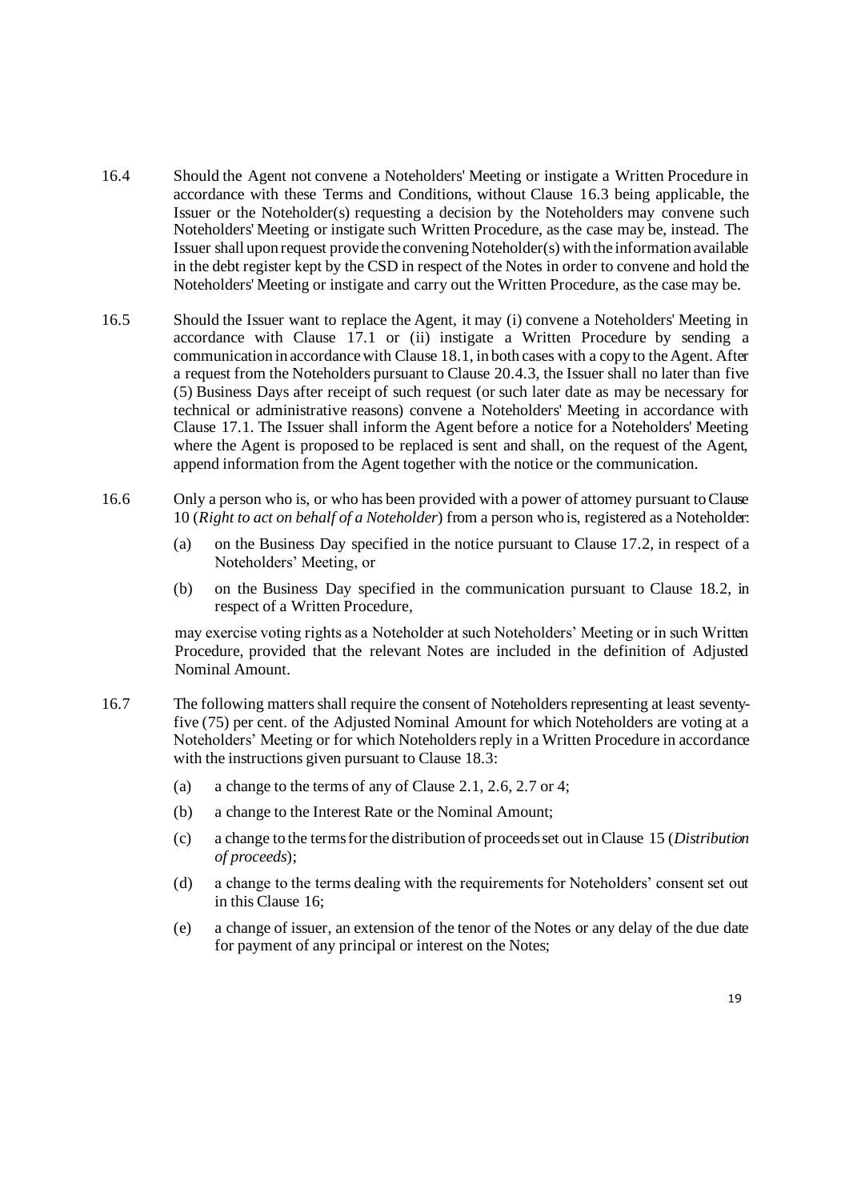16.4 Should the Agent not convene a Noteholders' Meeting or instigate a Written Procedure in accordance with these Terms and Conditions, without Clause 16.3 being applicable, the Issuer or the Noteholder(s) requesting a decision by the Noteholders may convene such Noteholders' Meeting or instigate such Written Procedure, as the case may be, instead. The Issuer shall upon request provide the convening Noteholder(s) with the information available in the debt register kept by the CSD in respect of the Notes in order to convene and hold the Noteholders' Meeting or instigate and carry out the Written Procedure, as the case may be.

16.5 Should the Issuer want to replace the Agent, it may (i) convene a Noteholders' Meeting in accordance with Clause 17.1 or (ii) instigate a Written Procedure by sending a communication in accordance with Clause 18.1, in both cases with a copy to the Agent. After a request from the Noteholders pursuant to Clause 20.4.3, the Issuer shall no later than five (5) Business Days after receipt of such request (or such later date as may be necessary for technical or administrative reasons) convene a Noteholders' Meeting in accordance with Clause 17.1. The Issuer shall inform the Agent before a notice for a Noteholders' Meeting where the Agent is proposed to be replaced is sent and shall, on the request of the Agent, append information from the Agent together with the notice or the communication.

16.6 Only a person who is, or who has been provided with a power of attorney pursuant to Clause 10 (*Right to act on behalf of a Noteholder*) from a person who is, registered as a Noteholder:

(a) on the Business Day specified in the notice pursuant to Clause 17.2, in respect of a Noteholders' Meeting, or

(b) on the Business Day specified in the communication pursuant to Clause 18.2, in respect of a Written Procedure,

may exercise voting rights as a Noteholder at such Noteholders' Meeting or in such Written Procedure, provided that the relevant Notes are included in the definition of Adjusted Nominal Amount.

16.7 The following matters shall require the consent of Noteholders representing at least seventy-five (75) per cent. of the Adjusted Nominal Amount for which Noteholders are voting at a Noteholders' Meeting or for which Noteholders reply in a Written Procedure in accordance with the instructions given pursuant to Clause 18.3:

(a) a change to the terms of any of Clause 2.1, 2.6, 2.7 or 4;

(b) a change to the Interest Rate or the Nominal Amount;

(c) a change to the terms for the distribution of proceeds set out in Clause 15 (*Distribution of proceeds*);

(d) a change to the terms dealing with the requirements for Noteholders' consent set out in this Clause 16;

(e) a change of issuer, an extension of the tenor of the Notes or any delay of the due date for payment of any principal or interest on the Notes;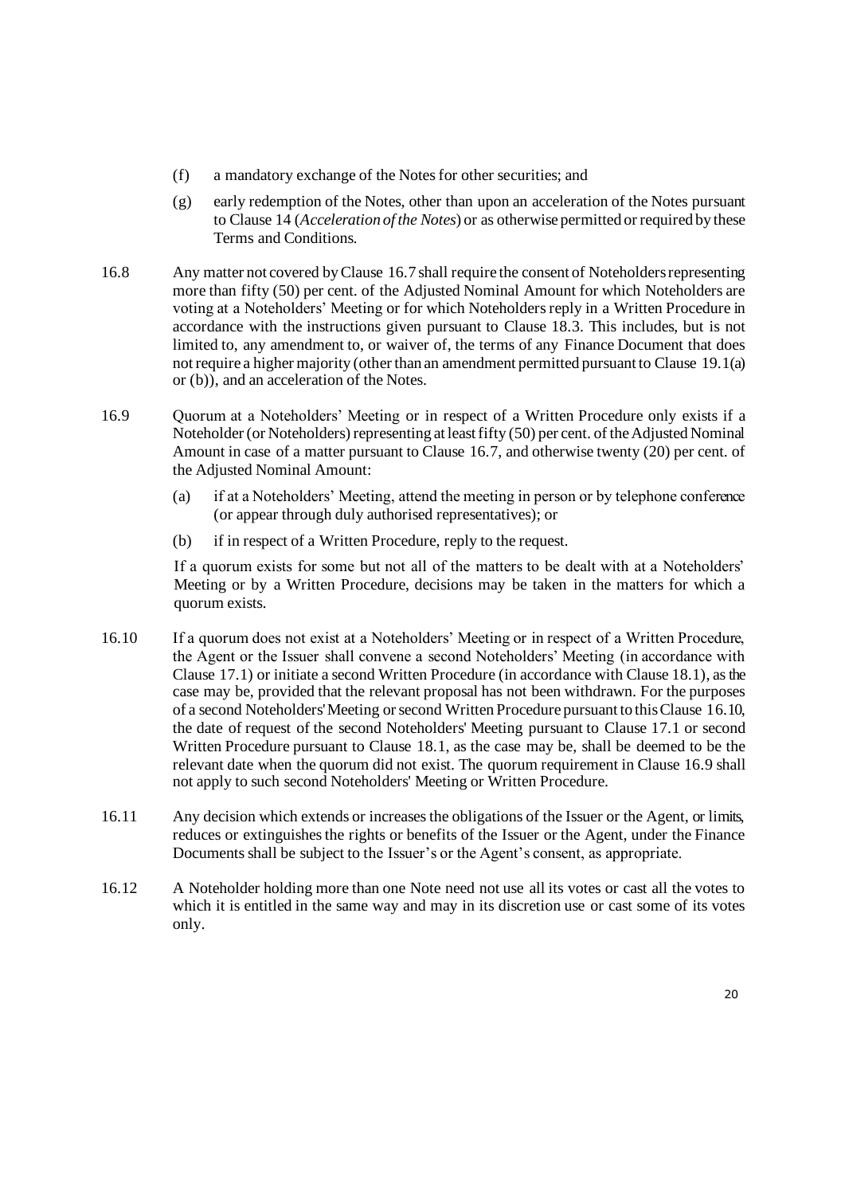(f) a mandatory exchange of the Notes for other securities; and

(g) early redemption of the Notes, other than upon an acceleration of the Notes pursuant to Clause 14 (*Acceleration of the Notes*) or as otherwise permitted or required by these Terms and Conditions.

16.8 Any matter not covered by Clause 16.7 shall require the consent of Noteholders representing more than fifty (50) per cent. of the Adjusted Nominal Amount for which Noteholders are voting at a Noteholders' Meeting or for which Noteholders reply in a Written Procedure in accordance with the instructions given pursuant to Clause 18.3. This includes, but is not limited to, any amendment to, or waiver of, the terms of any Finance Document that does not require a higher majority (other than an amendment permitted pursuant to Clause 19.1(a) or (b)), and an acceleration of the Notes.

16.9 Quorum at a Noteholders' Meeting or in respect of a Written Procedure only exists if a Noteholder (or Noteholders) representing at least fifty (50) per cent. of the Adjusted Nominal Amount in case of a matter pursuant to Clause 16.7, and otherwise twenty (20) per cent. of the Adjusted Nominal Amount:

(a) if at a Noteholders' Meeting, attend the meeting in person or by telephone conference (or appear through duly authorised representatives); or

(b) if in respect of a Written Procedure, reply to the request.

If a quorum exists for some but not all of the matters to be dealt with at a Noteholders' Meeting or by a Written Procedure, decisions may be taken in the matters for which a quorum exists.

16.10 If a quorum does not exist at a Noteholders' Meeting or in respect of a Written Procedure, the Agent or the Issuer shall convene a second Noteholders' Meeting (in accordance with Clause 17.1) or initiate a second Written Procedure (in accordance with Clause 18.1), as the case may be, provided that the relevant proposal has not been withdrawn. For the purposes of a second Noteholders' Meeting or second Written Procedure pursuant to this Clause 16.10, the date of request of the second Noteholders' Meeting pursuant to Clause 17.1 or second Written Procedure pursuant to Clause 18.1, as the case may be, shall be deemed to be the relevant date when the quorum did not exist. The quorum requirement in Clause 16.9 shall not apply to such second Noteholders' Meeting or Written Procedure.

16.11 Any decision which extends or increases the obligations of the Issuer or the Agent, or limits, reduces or extinguishes the rights or benefits of the Issuer or the Agent, under the Finance Documents shall be subject to the Issuer's or the Agent's consent, as appropriate.

16.12 A Noteholder holding more than one Note need not use all its votes or cast all the votes to which it is entitled in the same way and may in its discretion use or cast some of its votes only.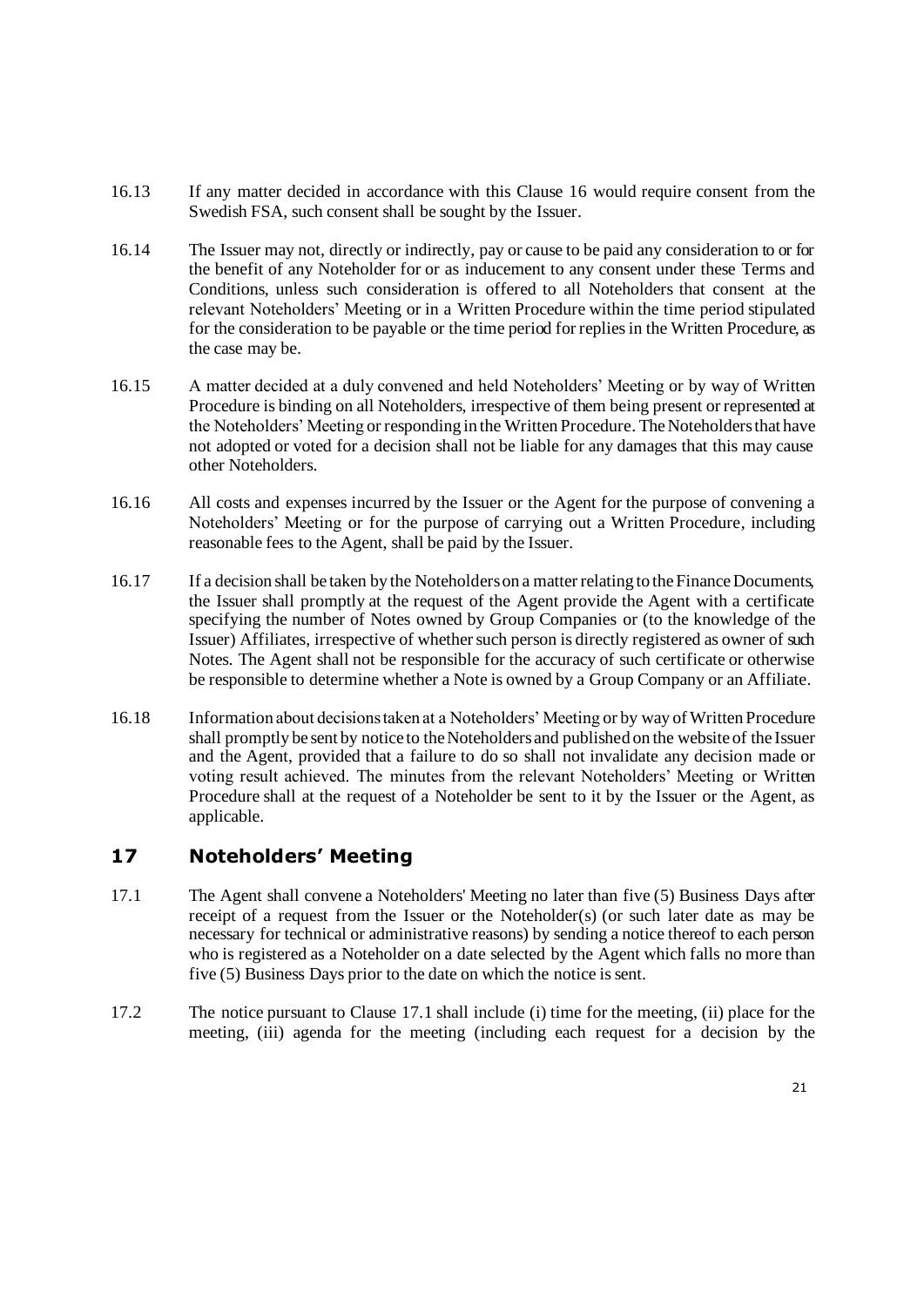16.13 If any matter decided in accordance with this Clause 16 would require consent from the Swedish FSA, such consent shall be sought by the Issuer.

16.14 The Issuer may not, directly or indirectly, pay or cause to be paid any consideration to or for the benefit of any Noteholder for or as inducement to any consent under these Terms and Conditions, unless such consideration is offered to all Noteholders that consent at the relevant Noteholders' Meeting or in a Written Procedure within the time period stipulated for the consideration to be payable or the time period for replies in the Written Procedure, as the case may be.

16.15 A matter decided at a duly convened and held Noteholders' Meeting or by way of Written Procedure is binding on all Noteholders, irrespective of them being present or represented at the Noteholders' Meeting or responding in the Written Procedure. The Noteholders that have not adopted or voted for a decision shall not be liable for any damages that this may cause other Noteholders.

16.16 All costs and expenses incurred by the Issuer or the Agent for the purpose of convening a Noteholders' Meeting or for the purpose of carrying out a Written Procedure, including reasonable fees to the Agent, shall be paid by the Issuer.

16.17 If a decision shall be taken by the Noteholders on a matter relating to the Finance Documents, the Issuer shall promptly at the request of the Agent provide the Agent with a certificate specifying the number of Notes owned by Group Companies or (to the knowledge of the Issuer) Affiliates, irrespective of whether such person is directly registered as owner of such Notes. The Agent shall not be responsible for the accuracy of such certificate or otherwise be responsible to determine whether a Note is owned by a Group Company or an Affiliate.

16.18 Information about decisions taken at a Noteholders' Meeting or by way of Written Procedure shall promptly be sent by notice to the Noteholders and published on the website of the Issuer and the Agent, provided that a failure to do so shall not invalidate any decision made or voting result achieved. The minutes from the relevant Noteholders' Meeting or Written Procedure shall at the request of a Noteholder be sent to it by the Issuer or the Agent, as applicable.

## 17 Noteholders' Meeting

17.1 The Agent shall convene a Noteholders' Meeting no later than five (5) Business Days after receipt of a request from the Issuer or the Noteholder(s) (or such later date as may be necessary for technical or administrative reasons) by sending a notice thereof to each person who is registered as a Noteholder on a date selected by the Agent which falls no more than five (5) Business Days prior to the date on which the notice is sent.

17.2 The notice pursuant to Clause 17.1 shall include (i) time for the meeting, (ii) place for the meeting, (iii) agenda for the meeting (including each request for a decision by the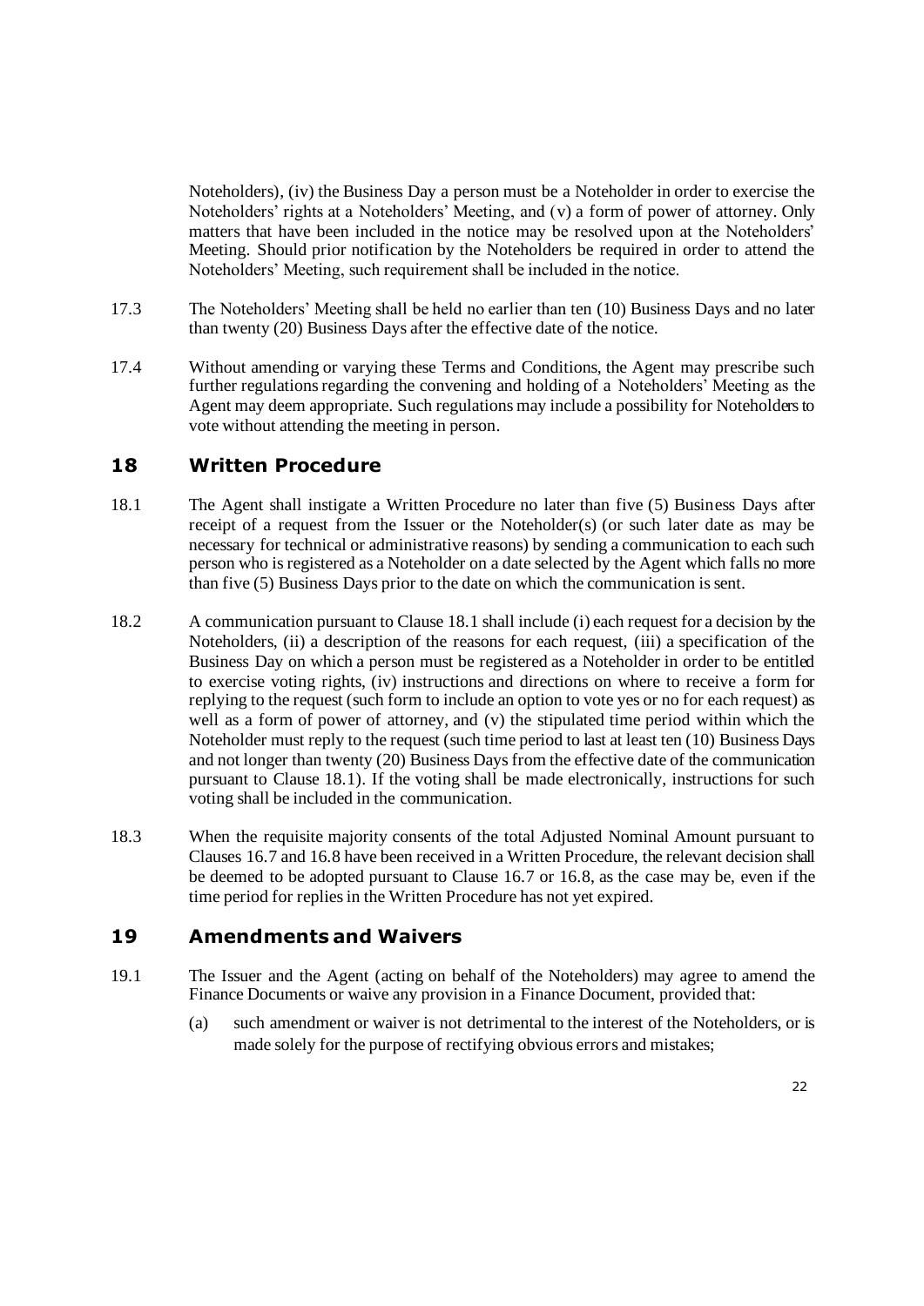Noteholders), (iv) the Business Day a person must be a Noteholder in order to exercise the Noteholders' rights at a Noteholders' Meeting, and (v) a form of power of attorney. Only matters that have been included in the notice may be resolved upon at the Noteholders' Meeting. Should prior notification by the Noteholders be required in order to attend the Noteholders' Meeting, such requirement shall be included in the notice.

17.3 The Noteholders' Meeting shall be held no earlier than ten (10) Business Days and no later than twenty (20) Business Days after the effective date of the notice.

17.4 Without amending or varying these Terms and Conditions, the Agent may prescribe such further regulations regarding the convening and holding of a Noteholders' Meeting as the Agent may deem appropriate. Such regulations may include a possibility for Noteholders to vote without attending the meeting in person.

## 18 Written Procedure

18.1 The Agent shall instigate a Written Procedure no later than five (5) Business Days after receipt of a request from the Issuer or the Noteholder(s) (or such later date as may be necessary for technical or administrative reasons) by sending a communication to each such person who is registered as a Noteholder on a date selected by the Agent which falls no more than five (5) Business Days prior to the date on which the communication is sent.

18.2 A communication pursuant to Clause 18.1 shall include (i) each request for a decision by the Noteholders, (ii) a description of the reasons for each request, (iii) a specification of the Business Day on which a person must be registered as a Noteholder in order to be entitled to exercise voting rights, (iv) instructions and directions on where to receive a form for replying to the request (such form to include an option to vote yes or no for each request) as well as a form of power of attorney, and (v) the stipulated time period within which the Noteholder must reply to the request (such time period to last at least ten (10) Business Days and not longer than twenty (20) Business Days from the effective date of the communication pursuant to Clause 18.1). If the voting shall be made electronically, instructions for such voting shall be included in the communication.

18.3 When the requisite majority consents of the total Adjusted Nominal Amount pursuant to Clauses 16.7 and 16.8 have been received in a Written Procedure, the relevant decision shall be deemed to be adopted pursuant to Clause 16.7 or 16.8, as the case may be, even if the time period for replies in the Written Procedure has not yet expired.

## 19 Amendments and Waivers

19.1 The Issuer and the Agent (acting on behalf of the Noteholders) may agree to amend the Finance Documents or waive any provision in a Finance Document, provided that:

(a) such amendment or waiver is not detrimental to the interest of the Noteholders, or is made solely for the purpose of rectifying obvious errors and mistakes;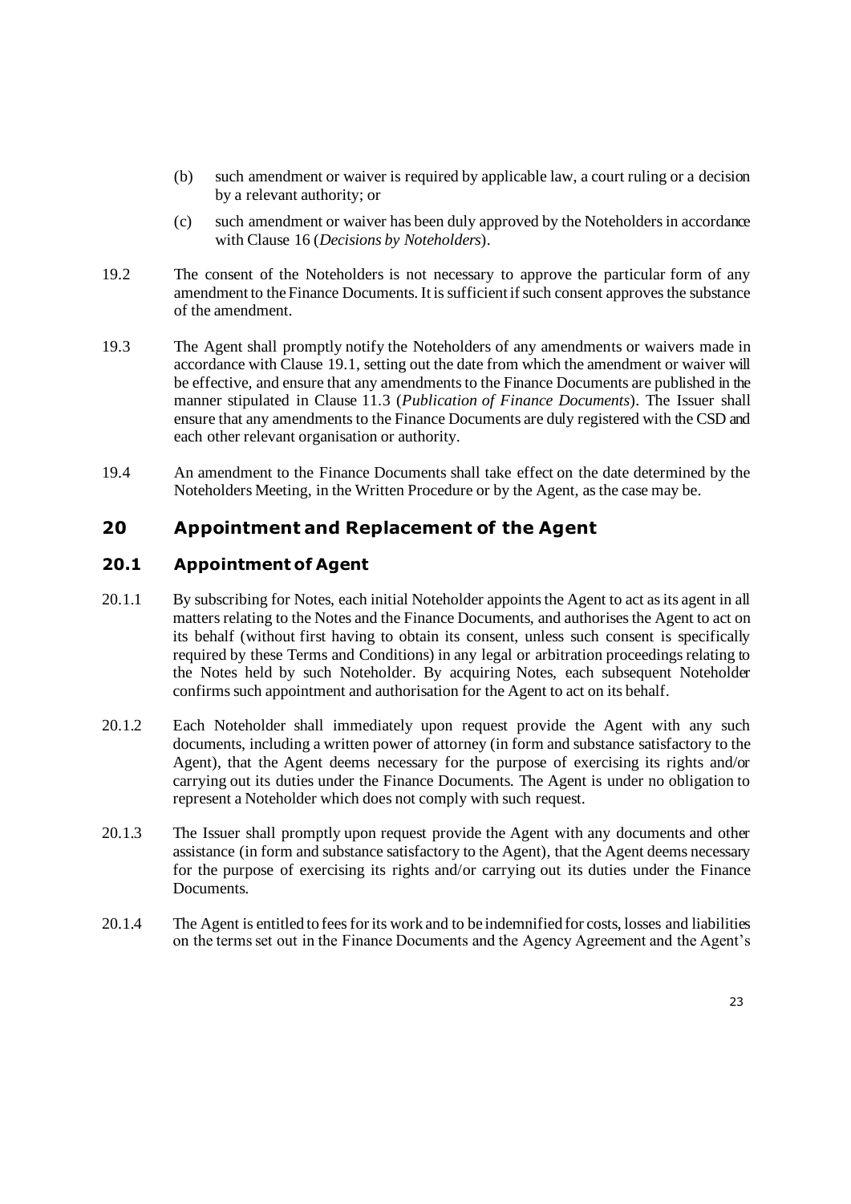(b) such amendment or waiver is required by applicable law, a court ruling or a decision by a relevant authority; or

(c) such amendment or waiver has been duly approved by the Noteholders in accordance with Clause 16 (*Decisions by Noteholders*).

19.2 The consent of the Noteholders is not necessary to approve the particular form of any amendment to the Finance Documents. It is sufficient if such consent approves the substance of the amendment.

19.3 The Agent shall promptly notify the Noteholders of any amendments or waivers made in accordance with Clause 19.1, setting out the date from which the amendment or waiver will be effective, and ensure that any amendments to the Finance Documents are published in the manner stipulated in Clause 11.3 (*Publication of Finance Documents*). The Issuer shall ensure that any amendments to the Finance Documents are duly registered with the CSD and each other relevant organisation or authority.

19.4 An amendment to the Finance Documents shall take effect on the date determined by the Noteholders Meeting, in the Written Procedure or by the Agent, as the case may be.

## 20 Appointment and Replacement of the Agent

### 20.1 Appointment of Agent

20.1.1 By subscribing for Notes, each initial Noteholder appoints the Agent to act as its agent in all matters relating to the Notes and the Finance Documents, and authorises the Agent to act on its behalf (without first having to obtain its consent, unless such consent is specifically required by these Terms and Conditions) in any legal or arbitration proceedings relating to the Notes held by such Noteholder. By acquiring Notes, each subsequent Noteholder confirms such appointment and authorisation for the Agent to act on its behalf.

20.1.2 Each Noteholder shall immediately upon request provide the Agent with any such documents, including a written power of attorney (in form and substance satisfactory to the Agent), that the Agent deems necessary for the purpose of exercising its rights and/or carrying out its duties under the Finance Documents. The Agent is under no obligation to represent a Noteholder which does not comply with such request.

20.1.3 The Issuer shall promptly upon request provide the Agent with any documents and other assistance (in form and substance satisfactory to the Agent), that the Agent deems necessary for the purpose of exercising its rights and/or carrying out its duties under the Finance Documents.

20.1.4 The Agent is entitled to fees for its work and to be indemnified for costs, losses and liabilities on the terms set out in the Finance Documents and the Agency Agreement and the Agent's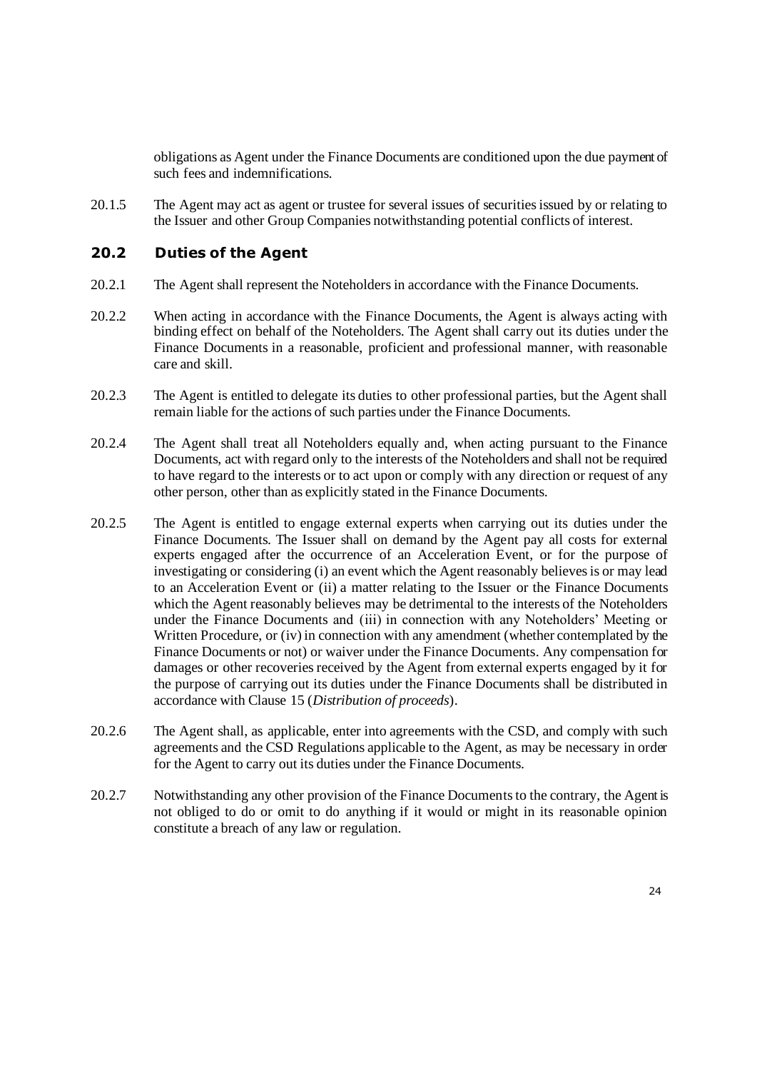obligations as Agent under the Finance Documents are conditioned upon the due payment of such fees and indemnifications.

20.1.5 The Agent may act as agent or trustee for several issues of securities issued by or relating to the Issuer and other Group Companies notwithstanding potential conflicts of interest.

## 20.2 Duties of the Agent

20.2.1 The Agent shall represent the Noteholders in accordance with the Finance Documents.

20.2.2 When acting in accordance with the Finance Documents, the Agent is always acting with binding effect on behalf of the Noteholders. The Agent shall carry out its duties under the Finance Documents in a reasonable, proficient and professional manner, with reasonable care and skill.

20.2.3 The Agent is entitled to delegate its duties to other professional parties, but the Agent shall remain liable for the actions of such parties under the Finance Documents.

20.2.4 The Agent shall treat all Noteholders equally and, when acting pursuant to the Finance Documents, act with regard only to the interests of the Noteholders and shall not be required to have regard to the interests or to act upon or comply with any direction or request of any other person, other than as explicitly stated in the Finance Documents.

20.2.5 The Agent is entitled to engage external experts when carrying out its duties under the Finance Documents. The Issuer shall on demand by the Agent pay all costs for external experts engaged after the occurrence of an Acceleration Event, or for the purpose of investigating or considering (i) an event which the Agent reasonably believes is or may lead to an Acceleration Event or (ii) a matter relating to the Issuer or the Finance Documents which the Agent reasonably believes may be detrimental to the interests of the Noteholders under the Finance Documents and (iii) in connection with any Noteholders' Meeting or Written Procedure, or (iv) in connection with any amendment (whether contemplated by the Finance Documents or not) or waiver under the Finance Documents. Any compensation for damages or other recoveries received by the Agent from external experts engaged by it for the purpose of carrying out its duties under the Finance Documents shall be distributed in accordance with Clause 15 (*Distribution of proceeds*).

20.2.6 The Agent shall, as applicable, enter into agreements with the CSD, and comply with such agreements and the CSD Regulations applicable to the Agent, as may be necessary in order for the Agent to carry out its duties under the Finance Documents.

20.2.7 Notwithstanding any other provision of the Finance Documents to the contrary, the Agent is not obliged to do or omit to do anything if it would or might in its reasonable opinion constitute a breach of any law or regulation.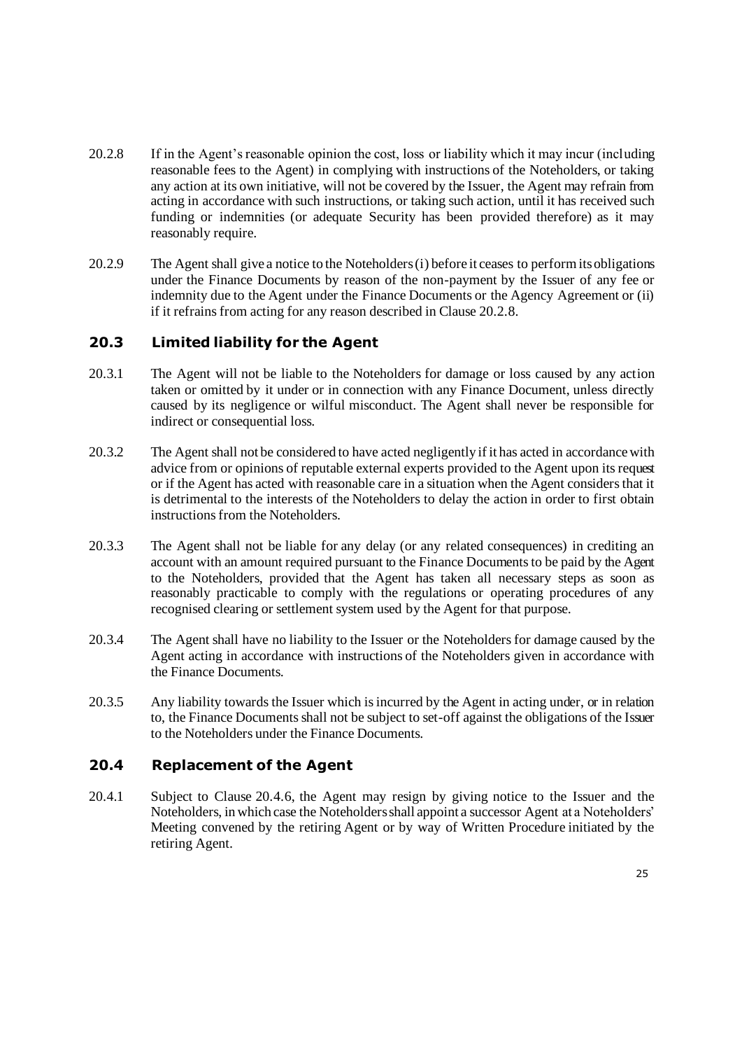20.2.8 If in the Agent's reasonable opinion the cost, loss or liability which it may incur (including reasonable fees to the Agent) in complying with instructions of the Noteholders, or taking any action at its own initiative, will not be covered by the Issuer, the Agent may refrain from acting in accordance with such instructions, or taking such action, until it has received such funding or indemnities (or adequate Security has been provided therefore) as it may reasonably require.

20.2.9 The Agent shall give a notice to the Noteholders (i) before it ceases to perform its obligations under the Finance Documents by reason of the non-payment by the Issuer of any fee or indemnity due to the Agent under the Finance Documents or the Agency Agreement or (ii) if it refrains from acting for any reason described in Clause 20.2.8.

## 20.3 Limited liability for the Agent

20.3.1 The Agent will not be liable to the Noteholders for damage or loss caused by any action taken or omitted by it under or in connection with any Finance Document, unless directly caused by its negligence or wilful misconduct. The Agent shall never be responsible for indirect or consequential loss.

20.3.2 The Agent shall not be considered to have acted negligently if it has acted in accordance with advice from or opinions of reputable external experts provided to the Agent upon its request or if the Agent has acted with reasonable care in a situation when the Agent considers that it is detrimental to the interests of the Noteholders to delay the action in order to first obtain instructions from the Noteholders.

20.3.3 The Agent shall not be liable for any delay (or any related consequences) in crediting an account with an amount required pursuant to the Finance Documents to be paid by the Agent to the Noteholders, provided that the Agent has taken all necessary steps as soon as reasonably practicable to comply with the regulations or operating procedures of any recognised clearing or settlement system used by the Agent for that purpose.

20.3.4 The Agent shall have no liability to the Issuer or the Noteholders for damage caused by the Agent acting in accordance with instructions of the Noteholders given in accordance with the Finance Documents.

20.3.5 Any liability towards the Issuer which is incurred by the Agent in acting under, or in relation to, the Finance Documents shall not be subject to set-off against the obligations of the Issuer to the Noteholders under the Finance Documents.

## 20.4 Replacement of the Agent

20.4.1 Subject to Clause 20.4.6, the Agent may resign by giving notice to the Issuer and the Noteholders, in which case the Noteholders shall appoint a successor Agent at a Noteholders' Meeting convened by the retiring Agent or by way of Written Procedure initiated by the retiring Agent.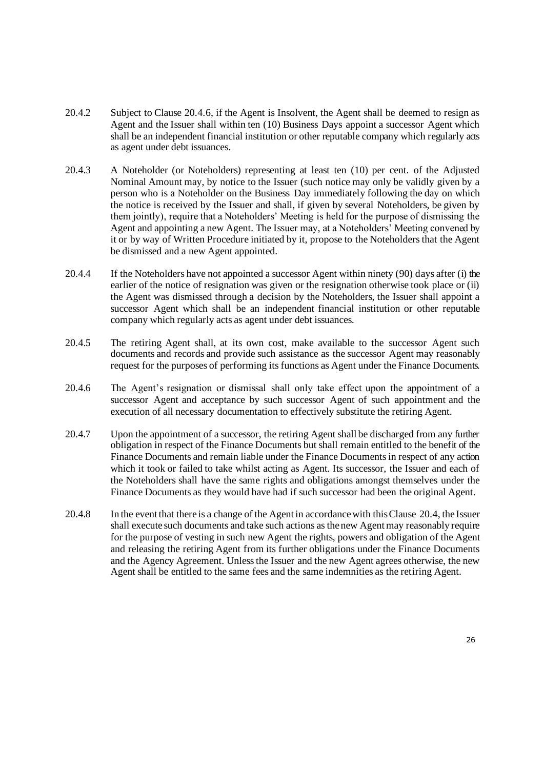20.4.2 Subject to Clause 20.4.6, if the Agent is Insolvent, the Agent shall be deemed to resign as Agent and the Issuer shall within ten (10) Business Days appoint a successor Agent which shall be an independent financial institution or other reputable company which regularly acts as agent under debt issuances.

20.4.3 A Noteholder (or Noteholders) representing at least ten (10) per cent. of the Adjusted Nominal Amount may, by notice to the Issuer (such notice may only be validly given by a person who is a Noteholder on the Business Day immediately following the day on which the notice is received by the Issuer and shall, if given by several Noteholders, be given by them jointly), require that a Noteholders' Meeting is held for the purpose of dismissing the Agent and appointing a new Agent. The Issuer may, at a Noteholders' Meeting convened by it or by way of Written Procedure initiated by it, propose to the Noteholders that the Agent be dismissed and a new Agent appointed.

20.4.4 If the Noteholders have not appointed a successor Agent within ninety (90) days after (i) the earlier of the notice of resignation was given or the resignation otherwise took place or (ii) the Agent was dismissed through a decision by the Noteholders, the Issuer shall appoint a successor Agent which shall be an independent financial institution or other reputable company which regularly acts as agent under debt issuances.

20.4.5 The retiring Agent shall, at its own cost, make available to the successor Agent such documents and records and provide such assistance as the successor Agent may reasonably request for the purposes of performing its functions as Agent under the Finance Documents.

20.4.6 The Agent's resignation or dismissal shall only take effect upon the appointment of a successor Agent and acceptance by such successor Agent of such appointment and the execution of all necessary documentation to effectively substitute the retiring Agent.

20.4.7 Upon the appointment of a successor, the retiring Agent shall be discharged from any further obligation in respect of the Finance Documents but shall remain entitled to the benefit of the Finance Documents and remain liable under the Finance Documents in respect of any action which it took or failed to take whilst acting as Agent. Its successor, the Issuer and each of the Noteholders shall have the same rights and obligations amongst themselves under the Finance Documents as they would have had if such successor had been the original Agent.

20.4.8 In the event that there is a change of the Agent in accordance with this Clause 20.4, the Issuer shall execute such documents and take such actions as the new Agent may reasonably require for the purpose of vesting in such new Agent the rights, powers and obligation of the Agent and releasing the retiring Agent from its further obligations under the Finance Documents and the Agency Agreement. Unless the Issuer and the new Agent agrees otherwise, the new Agent shall be entitled to the same fees and the same indemnities as the retiring Agent.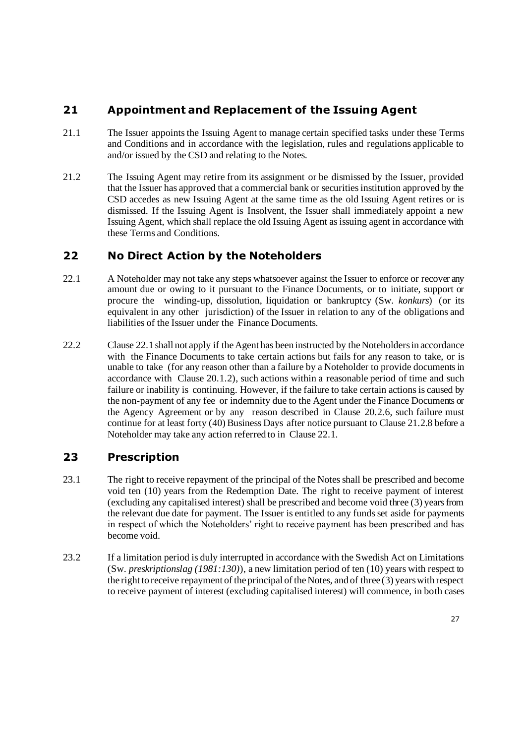## 21 Appointment and Replacement of the Issuing Agent

21.1 The Issuer appoints the Issuing Agent to manage certain specified tasks under these Terms and Conditions and in accordance with the legislation, rules and regulations applicable to and/or issued by the CSD and relating to the Notes.

21.2 The Issuing Agent may retire from its assignment or be dismissed by the Issuer, provided that the Issuer has approved that a commercial bank or securities institution approved by the CSD accedes as new Issuing Agent at the same time as the old Issuing Agent retires or is dismissed. If the Issuing Agent is Insolvent, the Issuer shall immediately appoint a new Issuing Agent, which shall replace the old Issuing Agent as issuing agent in accordance with these Terms and Conditions.

## 22 No Direct Action by the Noteholders

22.1 A Noteholder may not take any steps whatsoever against the Issuer to enforce or recover any amount due or owing to it pursuant to the Finance Documents, or to initiate, support or procure the winding-up, dissolution, liquidation or bankruptcy (Sw. *konkurs*) (or its equivalent in any other jurisdiction) of the Issuer in relation to any of the obligations and liabilities of the Issuer under the Finance Documents.

22.2 Clause 22.1 shall not apply if the Agent has been instructed by the Noteholders in accordance with the Finance Documents to take certain actions but fails for any reason to take, or is unable to take (for any reason other than a failure by a Noteholder to provide documents in accordance with Clause 20.1.2), such actions within a reasonable period of time and such failure or inability is continuing. However, if the failure to take certain actions is caused by the non-payment of any fee or indemnity due to the Agent under the Finance Documents or the Agency Agreement or by any reason described in Clause 20.2.6, such failure must continue for at least forty (40) Business Days after notice pursuant to Clause 21.2.8 before a Noteholder may take any action referred to in Clause 22.1.

## 23 Prescription

23.1 The right to receive repayment of the principal of the Notes shall be prescribed and become void ten (10) years from the Redemption Date. The right to receive payment of interest (excluding any capitalised interest) shall be prescribed and become void three (3) years from the relevant due date for payment. The Issuer is entitled to any funds set aside for payments in respect of which the Noteholders' right to receive payment has been prescribed and has become void.

23.2 If a limitation period is duly interrupted in accordance with the Swedish Act on Limitations (Sw. *preskriptionslag (1981:130)*), a new limitation period of ten (10) years with respect to the right to receive repayment of the principal of the Notes, and of three (3) years with respect to receive payment of interest (excluding capitalised interest) will commence, in both cases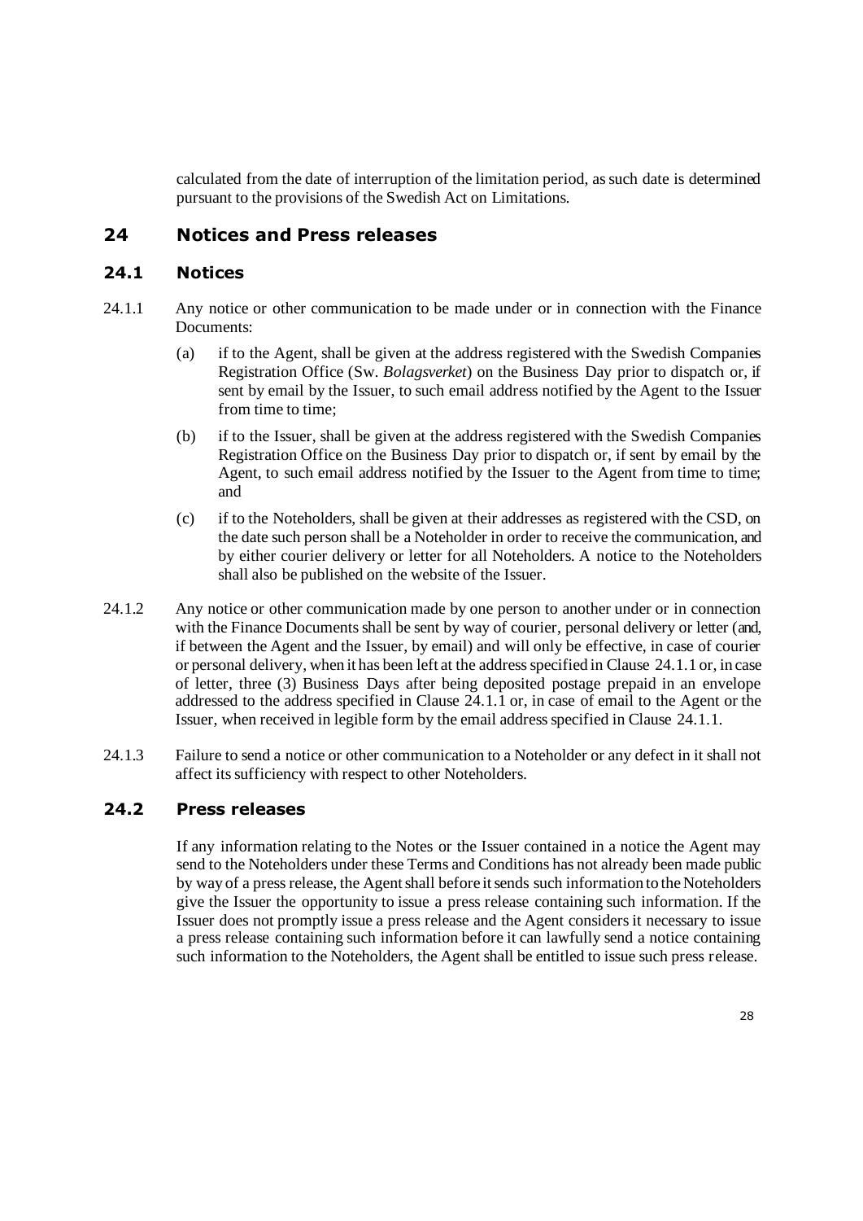calculated from the date of interruption of the limitation period, as such date is determined pursuant to the provisions of the Swedish Act on Limitations.

## 24 Notices and Press releases

### 24.1 Notices

24.1.1 Any notice or other communication to be made under or in connection with the Finance Documents:

(a) if to the Agent, shall be given at the address registered with the Swedish Companies Registration Office (Sw. *Bolagsverket*) on the Business Day prior to dispatch or, if sent by email by the Issuer, to such email address notified by the Agent to the Issuer from time to time;

(b) if to the Issuer, shall be given at the address registered with the Swedish Companies Registration Office on the Business Day prior to dispatch or, if sent by email by the Agent, to such email address notified by the Issuer to the Agent from time to time; and

(c) if to the Noteholders, shall be given at their addresses as registered with the CSD, on the date such person shall be a Noteholder in order to receive the communication, and by either courier delivery or letter for all Noteholders. A notice to the Noteholders shall also be published on the website of the Issuer.

24.1.2 Any notice or other communication made by one person to another under or in connection with the Finance Documents shall be sent by way of courier, personal delivery or letter (and, if between the Agent and the Issuer, by email) and will only be effective, in case of courier or personal delivery, when it has been left at the address specified in Clause 24.1.1 or, in case of letter, three (3) Business Days after being deposited postage prepaid in an envelope addressed to the address specified in Clause 24.1.1 or, in case of email to the Agent or the Issuer, when received in legible form by the email address specified in Clause 24.1.1.

24.1.3 Failure to send a notice or other communication to a Noteholder or any defect in it shall not affect its sufficiency with respect to other Noteholders.

### 24.2 Press releases

If any information relating to the Notes or the Issuer contained in a notice the Agent may send to the Noteholders under these Terms and Conditions has not already been made public by way of a press release, the Agent shall before it sends such information to the Noteholders give the Issuer the opportunity to issue a press release containing such information. If the Issuer does not promptly issue a press release and the Agent considers it necessary to issue a press release containing such information before it can lawfully send a notice containing such information to the Noteholders, the Agent shall be entitled to issue such press release.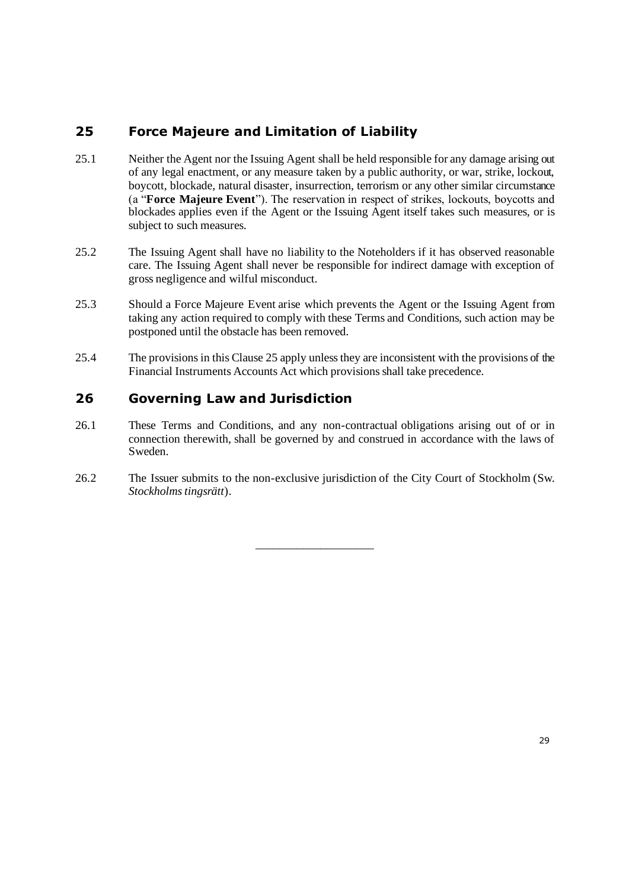## 25 Force Majeure and Limitation of Liability

25.1 Neither the Agent nor the Issuing Agent shall be held responsible for any damage arising out of any legal enactment, or any measure taken by a public authority, or war, strike, lockout, boycott, blockade, natural disaster, insurrection, terrorism or any other similar circumstance (a "**Force Majeure Event**"). The reservation in respect of strikes, lockouts, boycotts and blockades applies even if the Agent or the Issuing Agent itself takes such measures, or is subject to such measures.

25.2 The Issuing Agent shall have no liability to the Noteholders if it has observed reasonable care. The Issuing Agent shall never be responsible for indirect damage with exception of gross negligence and wilful misconduct.

25.3 Should a Force Majeure Event arise which prevents the Agent or the Issuing Agent from taking any action required to comply with these Terms and Conditions, such action may be postponed until the obstacle has been removed.

25.4 The provisions in this Clause 25 apply unless they are inconsistent with the provisions of the Financial Instruments Accounts Act which provisions shall take precedence.

## 26 Governing Law and Jurisdiction

26.1 These Terms and Conditions, and any non-contractual obligations arising out of or in connection therewith, shall be governed by and construed in accordance with the laws of Sweden.

26.2 The Issuer submits to the non-exclusive jurisdiction of the City Court of Stockholm (Sw. *Stockholms tingsrätt*).

\_\_\_\_\_\_\_\_\_\_\_\_\_\_\_\_\_\_\_\_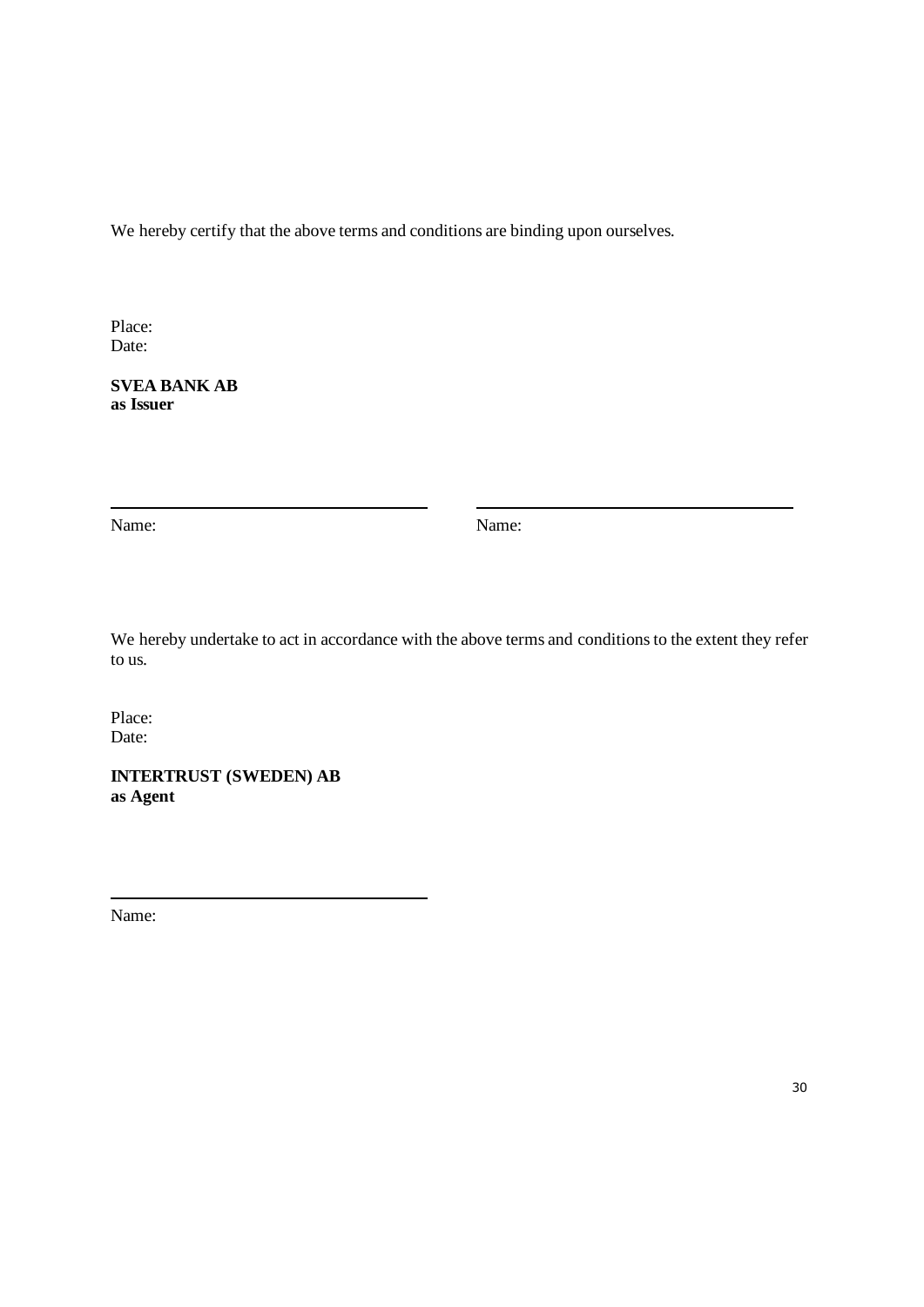We hereby certify that the above terms and conditions are binding upon ourselves.

Place:
Date:

**SVEA BANK AB**
**as Issuer**

\_\_\_\_\_\_\_\_\_\_\_\_\_\_\_\_\_\_\_\_\_\_\_\_\_\_\_\_\_\_ \_\_\_\_\_\_\_\_\_\_\_\_\_\_\_\_\_\_\_\_\_\_\_\_\_\_\_\_\_\_

Name: Name:

We hereby undertake to act in accordance with the above terms and conditions to the extent they refer to us.

Place:
Date:

**INTERTRUST (SWEDEN) AB**
**as Agent**

\_\_\_\_\_\_\_\_\_\_\_\_\_\_\_\_\_\_\_\_\_\_\_\_\_\_\_\_\_\_

Name: